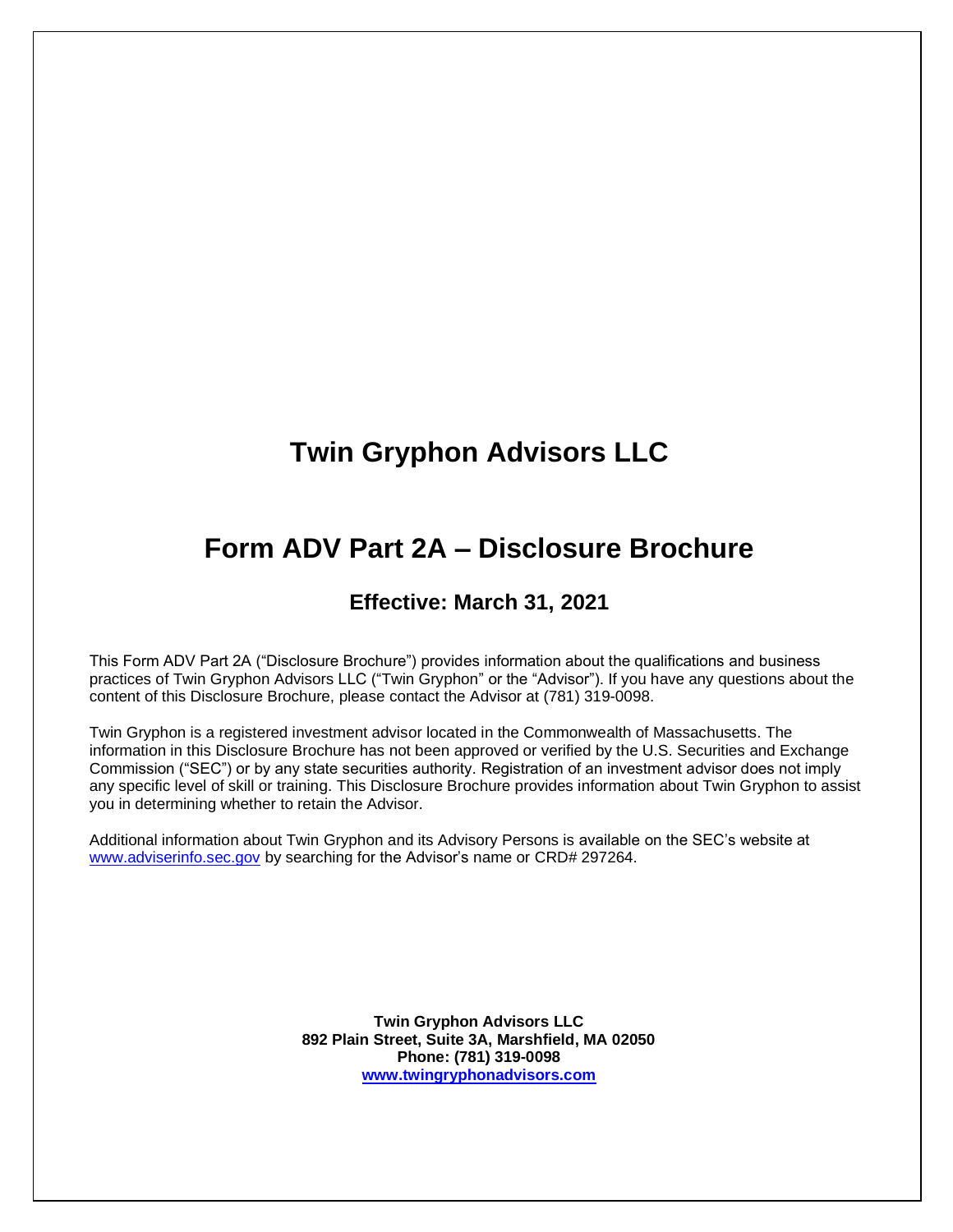# Twin Gryphon Advisors LLC

# Form ADV Part 2A – Disclosure Brochure

## Effective: March 31, 2021

This Form ADV Part 2A ("Disclosure Brochure") provides information about the qualifications and business practices of Twin Gryphon Advisors LLC ("Twin Gryphon" or the "Advisor"). If you have any questions about the content of this Disclosure Brochure, please contact the Advisor at (781) 319-0098.

Twin Gryphon is a registered investment advisor located in the Commonwealth of Massachusetts. The information in this Disclosure Brochure has not been approved or verified by the U.S. Securities and Exchange Commission ("SEC") or by any state securities authority. Registration of an investment advisor does not imply any specific level of skill or training. This Disclosure Brochure provides information about Twin Gryphon to assist you in determining whether to retain the Advisor.

Additional information about Twin Gryphon and its Advisory Persons is available on the SEC's website at www.adviserinfo.sec.gov by searching for the Advisor's name or CRD# 297264.

**Twin Gryphon Advisors LLC**
**892 Plain Street, Suite 3A, Marshfield, MA 02050**
**Phone: (781) 319-0098**
**www.twingryphonadvisors.com**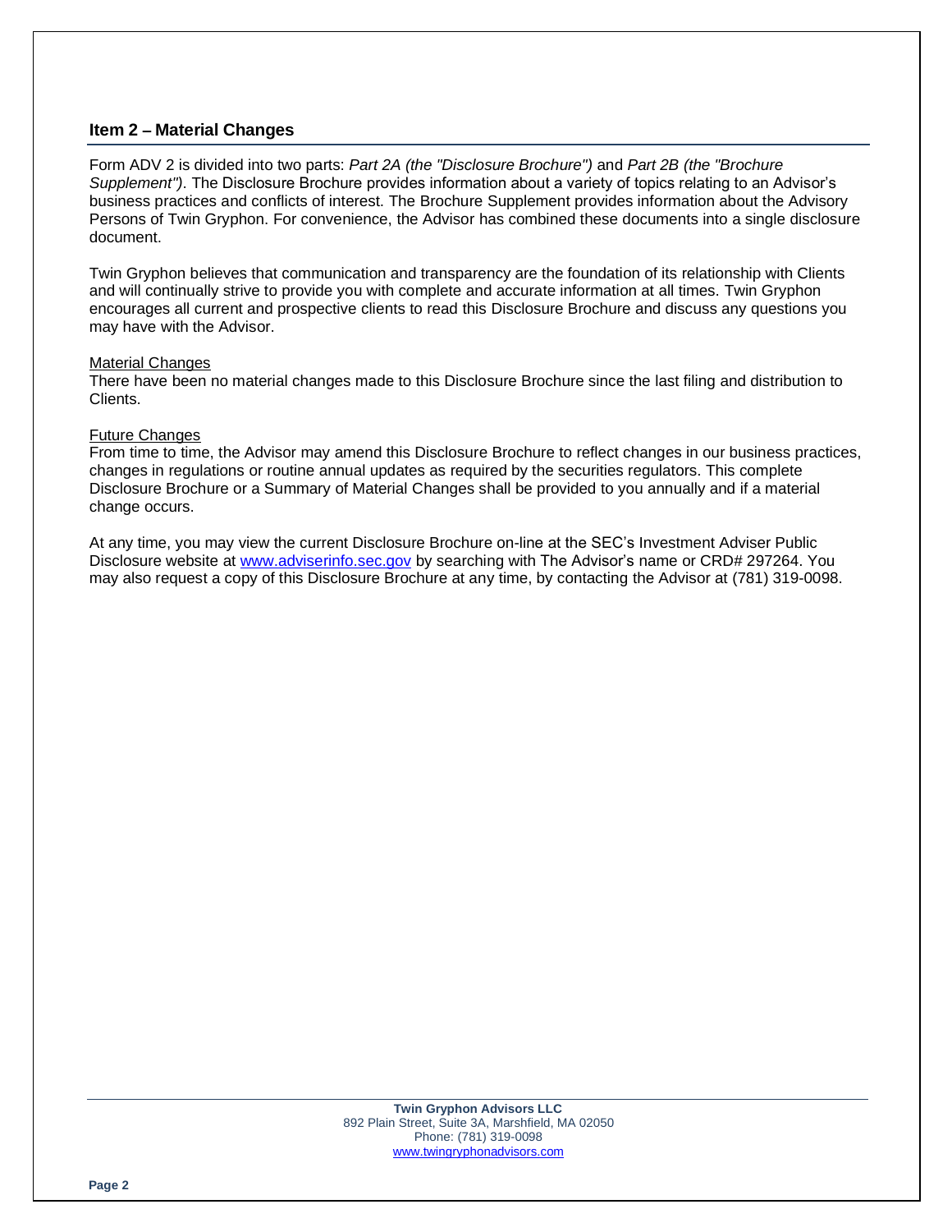## Item 2 – Material Changes

Form ADV 2 is divided into two parts: *Part 2A (the "Disclosure Brochure")* and *Part 2B (the "Brochure Supplement")*. The Disclosure Brochure provides information about a variety of topics relating to an Advisor's business practices and conflicts of interest. The Brochure Supplement provides information about the Advisory Persons of Twin Gryphon. For convenience, the Advisor has combined these documents into a single disclosure document.

Twin Gryphon believes that communication and transparency are the foundation of its relationship with Clients and will continually strive to provide you with complete and accurate information at all times. Twin Gryphon encourages all current and prospective clients to read this Disclosure Brochure and discuss any questions you may have with the Advisor.

Material Changes

There have been no material changes made to this Disclosure Brochure since the last filing and distribution to Clients.

Future Changes

From time to time, the Advisor may amend this Disclosure Brochure to reflect changes in our business practices, changes in regulations or routine annual updates as required by the securities regulators. This complete Disclosure Brochure or a Summary of Material Changes shall be provided to you annually and if a material change occurs.

At any time, you may view the current Disclosure Brochure on-line at the SEC's Investment Adviser Public Disclosure website at www.adviserinfo.sec.gov by searching with The Advisor's name or CRD# 297264. You may also request a copy of this Disclosure Brochure at any time, by contacting the Advisor at (781) 319-0098.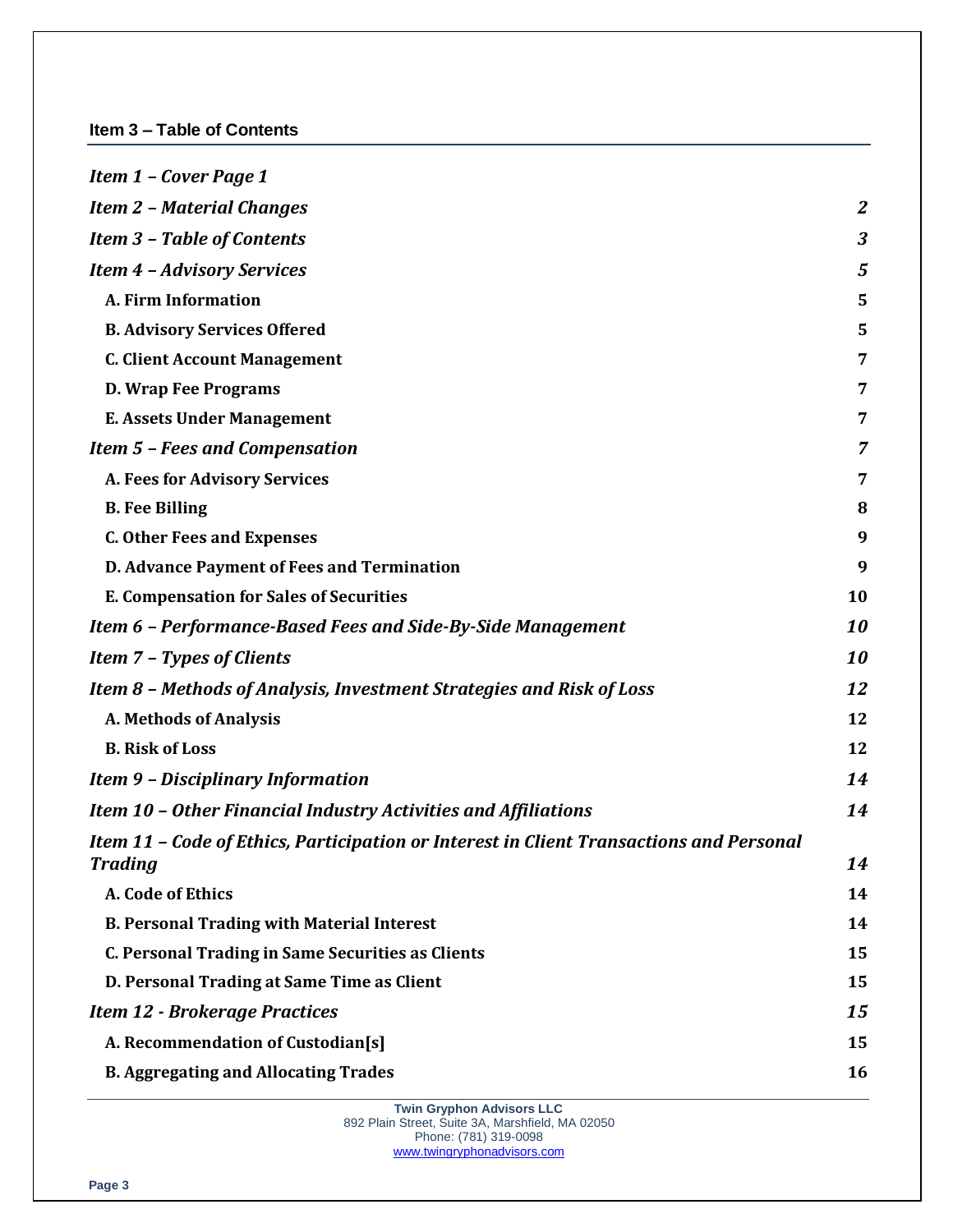## Item 3 – Table of Contents

| | |
|---|---|
| *Item 1 – Cover Page 1* | |
| *Item 2 – Material Changes* | *2* |
| *Item 3 – Table of Contents* | *3* |
| *Item 4 – Advisory Services* | *5* |
| **A. Firm Information** | **5** |
| **B. Advisory Services Offered** | **5** |
| **C. Client Account Management** | **7** |
| **D. Wrap Fee Programs** | **7** |
| **E. Assets Under Management** | **7** |
| *Item 5 – Fees and Compensation* | *7* |
| **A. Fees for Advisory Services** | **7** |
| **B. Fee Billing** | **8** |
| **C. Other Fees and Expenses** | **9** |
| **D. Advance Payment of Fees and Termination** | **9** |
| **E. Compensation for Sales of Securities** | **10** |
| *Item 6 – Performance-Based Fees and Side-By-Side Management* | *10* |
| *Item 7 – Types of Clients* | *10* |
| *Item 8 – Methods of Analysis, Investment Strategies and Risk of Loss* | *12* |
| **A. Methods of Analysis** | **12** |
| **B. Risk of Loss** | **12** |
| *Item 9 – Disciplinary Information* | *14* |
| *Item 10 – Other Financial Industry Activities and Affiliations* | *14* |
| *Item 11 – Code of Ethics, Participation or Interest in Client Transactions and Personal Trading* | *14* |
| **A. Code of Ethics** | **14** |
| **B. Personal Trading with Material Interest** | **14** |
| **C. Personal Trading in Same Securities as Clients** | **15** |
| **D. Personal Trading at Same Time as Client** | **15** |
| *Item 12 - Brokerage Practices* | *15* |
| **A. Recommendation of Custodian[s]** | **15** |
| **B. Aggregating and Allocating Trades** | **16** |

**Twin Gryphon Advisors LLC**
892 Plain Street, Suite 3A, Marshfield, MA 02050
Phone: (781) 319-0098
www.twingryphonadvisors.com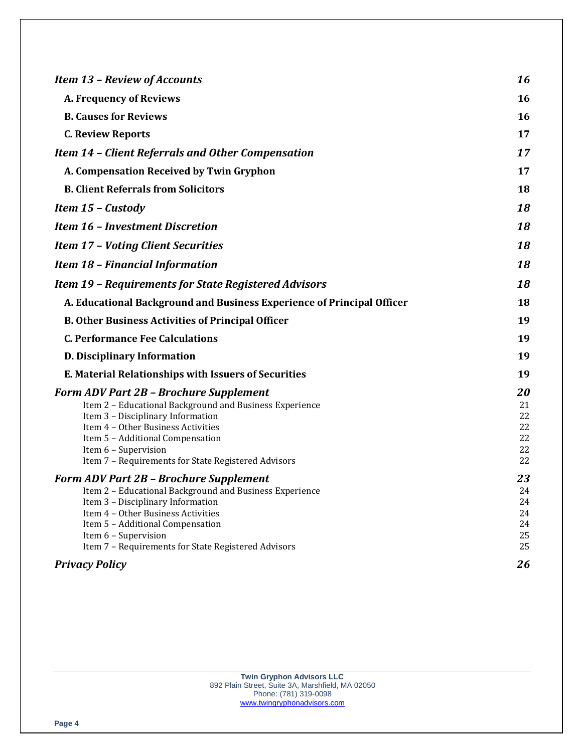*Item 13 – Review of Accounts* **16**

**A. Frequency of Reviews** **16**

**B. Causes for Reviews** **16**

**C. Review Reports** **17**

*Item 14 – Client Referrals and Other Compensation* **17**

**A. Compensation Received by Twin Gryphon** **17**

**B. Client Referrals from Solicitors** **18**

*Item 15 – Custody* **18**

*Item 16 – Investment Discretion* **18**

*Item 17 – Voting Client Securities* **18**

*Item 18 – Financial Information* **18**

*Item 19 – Requirements for State Registered Advisors* **18**

**A. Educational Background and Business Experience of Principal Officer** **18**

**B. Other Business Activities of Principal Officer** **19**

**C. Performance Fee Calculations** **19**

**D. Disciplinary Information** **19**

**E. Material Relationships with Issuers of Securities** **19**

*Form ADV Part 2B – Brochure Supplement* **20**

Item 2 – Educational Background and Business Experience 21
Item 3 – Disciplinary Information 22
Item 4 – Other Business Activities 22
Item 5 – Additional Compensation 22
Item 6 – Supervision 22
Item 7 – Requirements for State Registered Advisors 22

*Form ADV Part 2B – Brochure Supplement* **23**

Item 2 – Educational Background and Business Experience 24
Item 3 – Disciplinary Information 24
Item 4 – Other Business Activities 24
Item 5 – Additional Compensation 24
Item 6 – Supervision 25
Item 7 – Requirements for State Registered Advisors 25

*Privacy Policy* **26**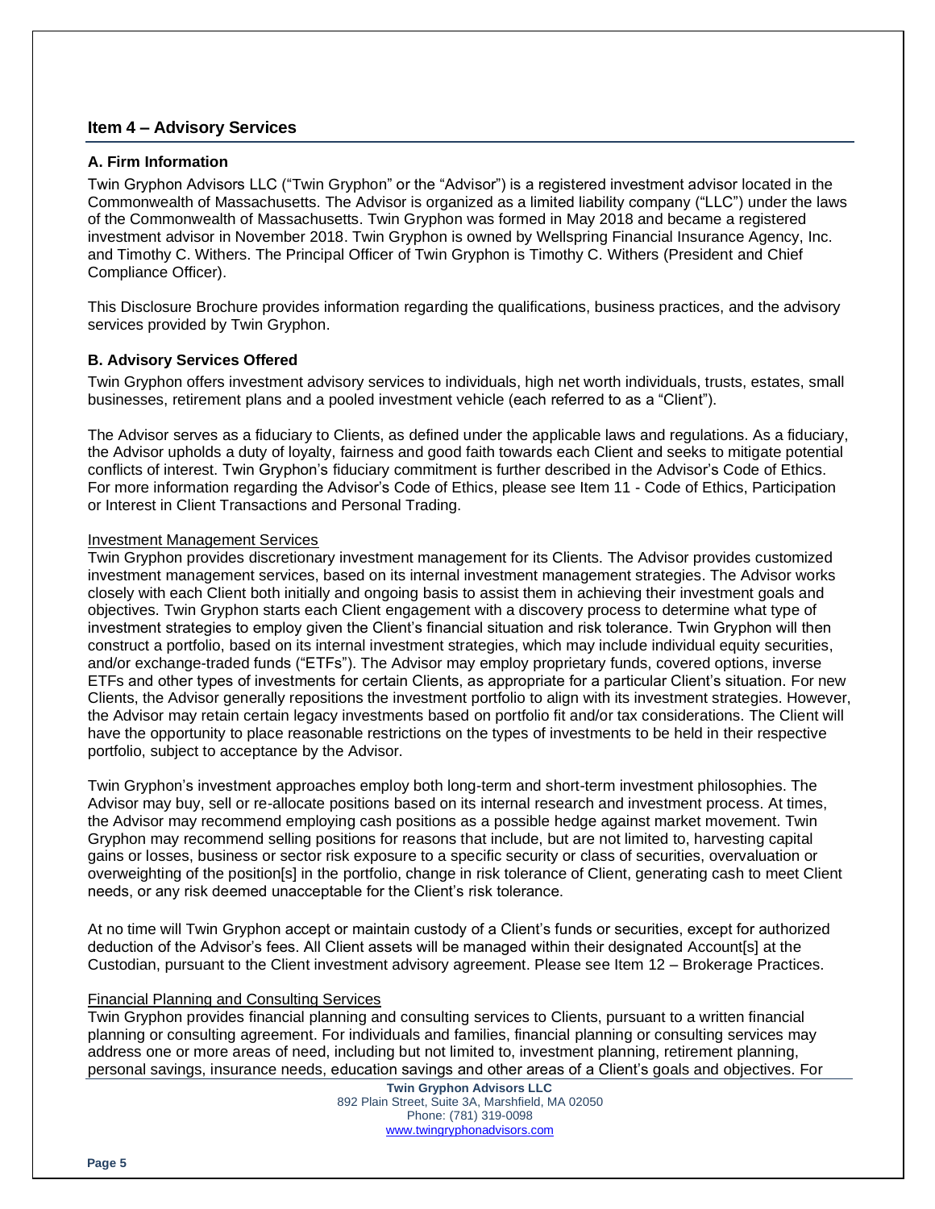## Item 4 – Advisory Services

### A. Firm Information

Twin Gryphon Advisors LLC ("Twin Gryphon" or the "Advisor") is a registered investment advisor located in the Commonwealth of Massachusetts. The Advisor is organized as a limited liability company ("LLC") under the laws of the Commonwealth of Massachusetts. Twin Gryphon was formed in May 2018 and became a registered investment advisor in November 2018. Twin Gryphon is owned by Wellspring Financial Insurance Agency, Inc. and Timothy C. Withers. The Principal Officer of Twin Gryphon is Timothy C. Withers (President and Chief Compliance Officer).

This Disclosure Brochure provides information regarding the qualifications, business practices, and the advisory services provided by Twin Gryphon.

### B. Advisory Services Offered

Twin Gryphon offers investment advisory services to individuals, high net worth individuals, trusts, estates, small businesses, retirement plans and a pooled investment vehicle (each referred to as a "Client").

The Advisor serves as a fiduciary to Clients, as defined under the applicable laws and regulations. As a fiduciary, the Advisor upholds a duty of loyalty, fairness and good faith towards each Client and seeks to mitigate potential conflicts of interest. Twin Gryphon's fiduciary commitment is further described in the Advisor's Code of Ethics. For more information regarding the Advisor's Code of Ethics, please see Item 11 - Code of Ethics, Participation or Interest in Client Transactions and Personal Trading.

<u>Investment Management Services</u>

Twin Gryphon provides discretionary investment management for its Clients. The Advisor provides customized investment management services, based on its internal investment management strategies. The Advisor works closely with each Client both initially and ongoing basis to assist them in achieving their investment goals and objectives. Twin Gryphon starts each Client engagement with a discovery process to determine what type of investment strategies to employ given the Client's financial situation and risk tolerance. Twin Gryphon will then construct a portfolio, based on its internal investment strategies, which may include individual equity securities, and/or exchange-traded funds ("ETFs"). The Advisor may employ proprietary funds, covered options, inverse ETFs and other types of investments for certain Clients, as appropriate for a particular Client's situation. For new Clients, the Advisor generally repositions the investment portfolio to align with its investment strategies. However, the Advisor may retain certain legacy investments based on portfolio fit and/or tax considerations. The Client will have the opportunity to place reasonable restrictions on the types of investments to be held in their respective portfolio, subject to acceptance by the Advisor.

Twin Gryphon's investment approaches employ both long-term and short-term investment philosophies. The Advisor may buy, sell or re-allocate positions based on its internal research and investment process. At times, the Advisor may recommend employing cash positions as a possible hedge against market movement. Twin Gryphon may recommend selling positions for reasons that include, but are not limited to, harvesting capital gains or losses, business or sector risk exposure to a specific security or class of securities, overvaluation or overweighting of the position[s] in the portfolio, change in risk tolerance of Client, generating cash to meet Client needs, or any risk deemed unacceptable for the Client's risk tolerance.

At no time will Twin Gryphon accept or maintain custody of a Client's funds or securities, except for authorized deduction of the Advisor's fees. All Client assets will be managed within their designated Account[s] at the Custodian, pursuant to the Client investment advisory agreement. Please see Item 12 – Brokerage Practices.

<u>Financial Planning and Consulting Services</u>

Twin Gryphon provides financial planning and consulting services to Clients, pursuant to a written financial planning or consulting agreement. For individuals and families, financial planning or consulting services may address one or more areas of need, including but not limited to, investment planning, retirement planning, personal savings, insurance needs, education savings and other areas of a Client's goals and objectives. For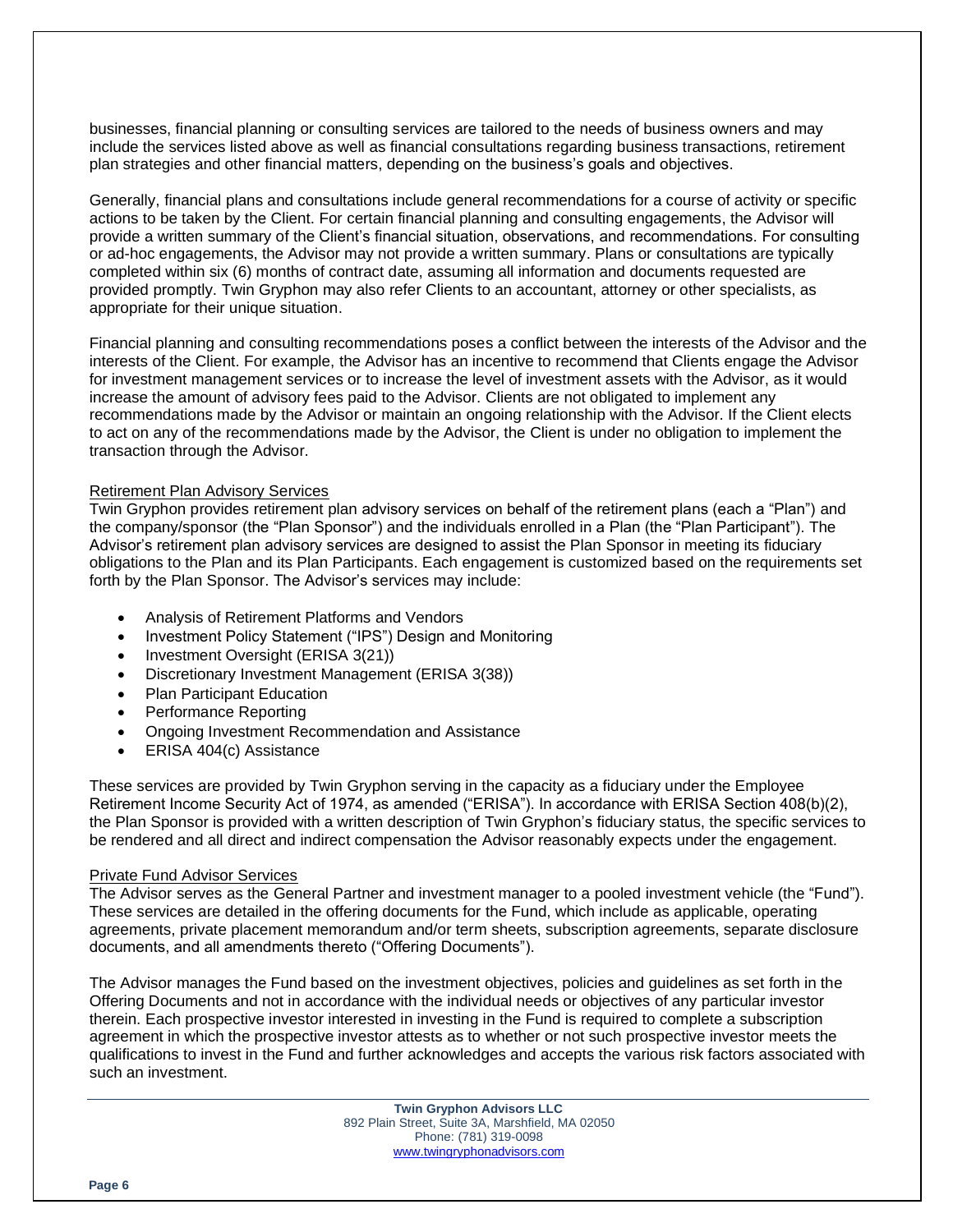businesses, financial planning or consulting services are tailored to the needs of business owners and may include the services listed above as well as financial consultations regarding business transactions, retirement plan strategies and other financial matters, depending on the business's goals and objectives.

Generally, financial plans and consultations include general recommendations for a course of activity or specific actions to be taken by the Client. For certain financial planning and consulting engagements, the Advisor will provide a written summary of the Client's financial situation, observations, and recommendations. For consulting or ad-hoc engagements, the Advisor may not provide a written summary. Plans or consultations are typically completed within six (6) months of contract date, assuming all information and documents requested are provided promptly. Twin Gryphon may also refer Clients to an accountant, attorney or other specialists, as appropriate for their unique situation.

Financial planning and consulting recommendations poses a conflict between the interests of the Advisor and the interests of the Client. For example, the Advisor has an incentive to recommend that Clients engage the Advisor for investment management services or to increase the level of investment assets with the Advisor, as it would increase the amount of advisory fees paid to the Advisor. Clients are not obligated to implement any recommendations made by the Advisor or maintain an ongoing relationship with the Advisor. If the Client elects to act on any of the recommendations made by the Advisor, the Client is under no obligation to implement the transaction through the Advisor.

#### Retirement Plan Advisory Services

Twin Gryphon provides retirement plan advisory services on behalf of the retirement plans (each a "Plan") and the company/sponsor (the "Plan Sponsor") and the individuals enrolled in a Plan (the "Plan Participant"). The Advisor's retirement plan advisory services are designed to assist the Plan Sponsor in meeting its fiduciary obligations to the Plan and its Plan Participants. Each engagement is customized based on the requirements set forth by the Plan Sponsor. The Advisor's services may include:

- Analysis of Retirement Platforms and Vendors
- Investment Policy Statement ("IPS") Design and Monitoring
- Investment Oversight (ERISA 3(21))
- Discretionary Investment Management (ERISA 3(38))
- Plan Participant Education
- Performance Reporting
- Ongoing Investment Recommendation and Assistance
- ERISA 404(c) Assistance

These services are provided by Twin Gryphon serving in the capacity as a fiduciary under the Employee Retirement Income Security Act of 1974, as amended ("ERISA"). In accordance with ERISA Section 408(b)(2), the Plan Sponsor is provided with a written description of Twin Gryphon's fiduciary status, the specific services to be rendered and all direct and indirect compensation the Advisor reasonably expects under the engagement.

#### Private Fund Advisor Services

The Advisor serves as the General Partner and investment manager to a pooled investment vehicle (the "Fund"). These services are detailed in the offering documents for the Fund, which include as applicable, operating agreements, private placement memorandum and/or term sheets, subscription agreements, separate disclosure documents, and all amendments thereto ("Offering Documents").

The Advisor manages the Fund based on the investment objectives, policies and guidelines as set forth in the Offering Documents and not in accordance with the individual needs or objectives of any particular investor therein. Each prospective investor interested in investing in the Fund is required to complete a subscription agreement in which the prospective investor attests as to whether or not such prospective investor meets the qualifications to invest in the Fund and further acknowledges and accepts the various risk factors associated with such an investment.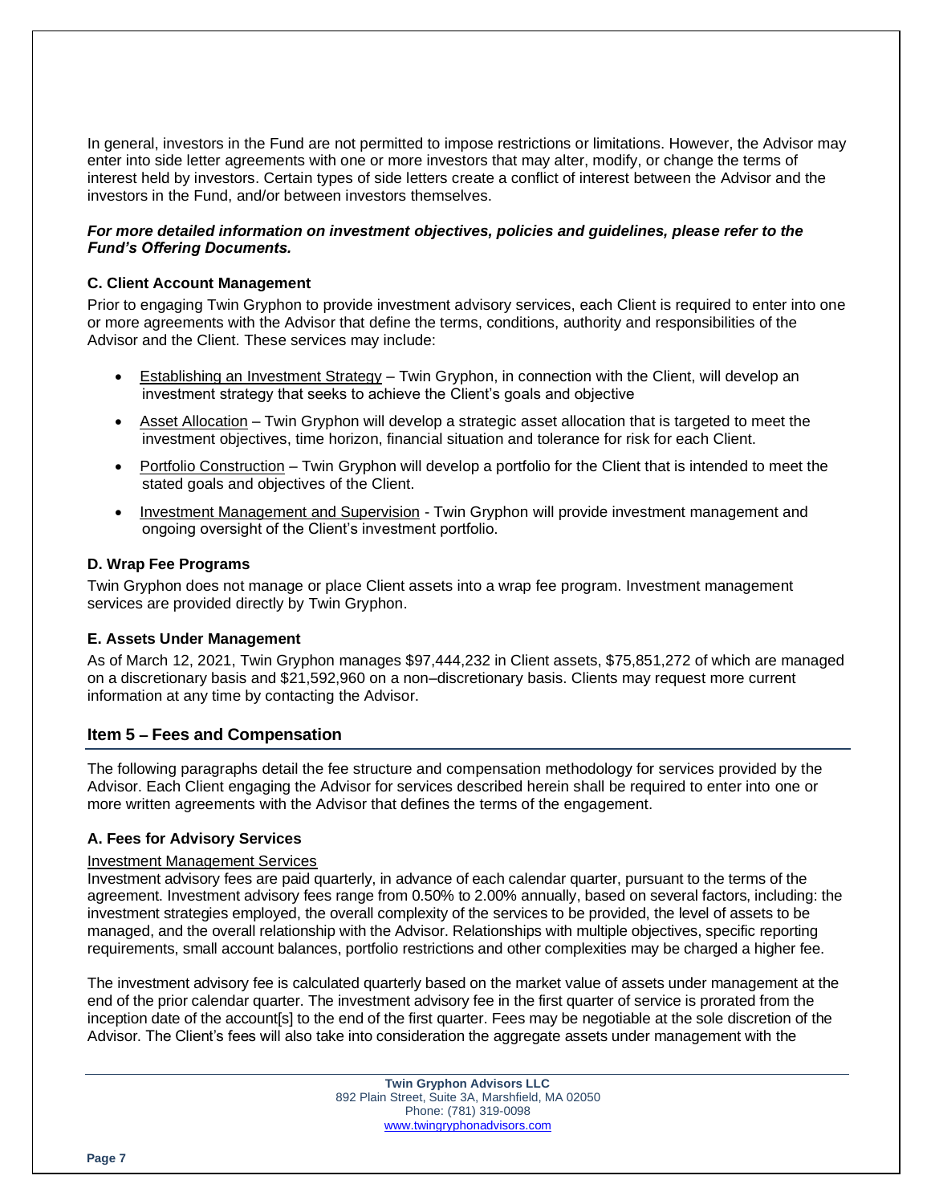In general, investors in the Fund are not permitted to impose restrictions or limitations. However, the Advisor may enter into side letter agreements with one or more investors that may alter, modify, or change the terms of interest held by investors. Certain types of side letters create a conflict of interest between the Advisor and the investors in the Fund, and/or between investors themselves.

***For more detailed information on investment objectives, policies and guidelines, please refer to the Fund's Offering Documents.***

### C. Client Account Management

Prior to engaging Twin Gryphon to provide investment advisory services, each Client is required to enter into one or more agreements with the Advisor that define the terms, conditions, authority and responsibilities of the Advisor and the Client. These services may include:

- Establishing an Investment Strategy – Twin Gryphon, in connection with the Client, will develop an investment strategy that seeks to achieve the Client's goals and objective
- Asset Allocation – Twin Gryphon will develop a strategic asset allocation that is targeted to meet the investment objectives, time horizon, financial situation and tolerance for risk for each Client.
- Portfolio Construction – Twin Gryphon will develop a portfolio for the Client that is intended to meet the stated goals and objectives of the Client.
- Investment Management and Supervision - Twin Gryphon will provide investment management and ongoing oversight of the Client's investment portfolio.

### D. Wrap Fee Programs

Twin Gryphon does not manage or place Client assets into a wrap fee program. Investment management services are provided directly by Twin Gryphon.

### E. Assets Under Management

As of March 12, 2021, Twin Gryphon manages $97,444,232 in Client assets, $75,851,272 of which are managed on a discretionary basis and $21,592,960 on a non–discretionary basis. Clients may request more current information at any time by contacting the Advisor.

## Item 5 – Fees and Compensation

The following paragraphs detail the fee structure and compensation methodology for services provided by the Advisor. Each Client engaging the Advisor for services described herein shall be required to enter into one or more written agreements with the Advisor that defines the terms of the engagement.

### A. Fees for Advisory Services

Investment Management Services

Investment advisory fees are paid quarterly, in advance of each calendar quarter, pursuant to the terms of the agreement. Investment advisory fees range from 0.50% to 2.00% annually, based on several factors, including: the investment strategies employed, the overall complexity of the services to be provided, the level of assets to be managed, and the overall relationship with the Advisor. Relationships with multiple objectives, specific reporting requirements, small account balances, portfolio restrictions and other complexities may be charged a higher fee.

The investment advisory fee is calculated quarterly based on the market value of assets under management at the end of the prior calendar quarter. The investment advisory fee in the first quarter of service is prorated from the inception date of the account[s] to the end of the first quarter. Fees may be negotiable at the sole discretion of the Advisor. The Client's fees will also take into consideration the aggregate assets under management with the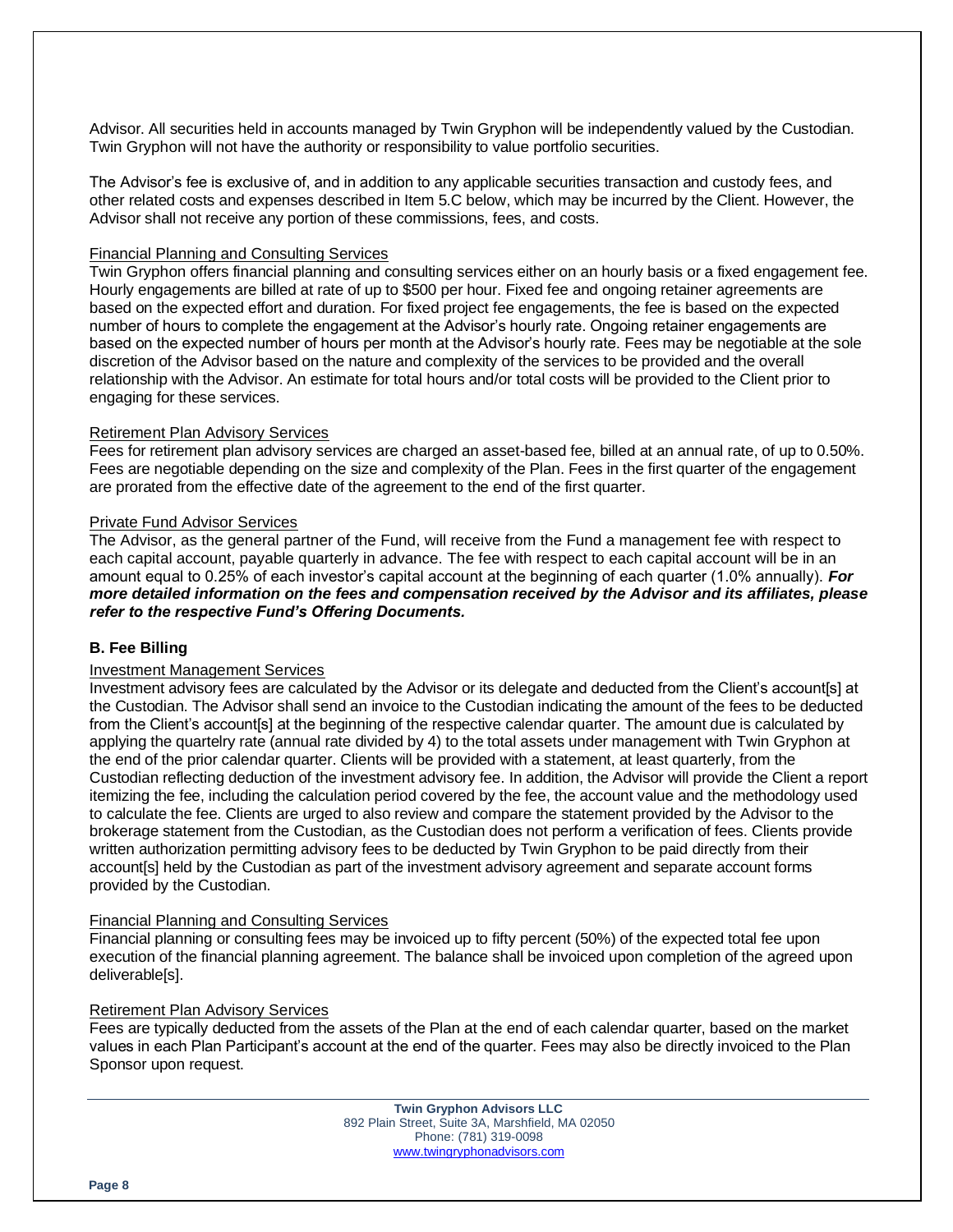Advisor. All securities held in accounts managed by Twin Gryphon will be independently valued by the Custodian. Twin Gryphon will not have the authority or responsibility to value portfolio securities.

The Advisor's fee is exclusive of, and in addition to any applicable securities transaction and custody fees, and other related costs and expenses described in Item 5.C below, which may be incurred by the Client. However, the Advisor shall not receive any portion of these commissions, fees, and costs.

Financial Planning and Consulting Services

Twin Gryphon offers financial planning and consulting services either on an hourly basis or a fixed engagement fee. Hourly engagements are billed at rate of up to $500 per hour. Fixed fee and ongoing retainer agreements are based on the expected effort and duration. For fixed project fee engagements, the fee is based on the expected number of hours to complete the engagement at the Advisor's hourly rate. Ongoing retainer engagements are based on the expected number of hours per month at the Advisor's hourly rate. Fees may be negotiable at the sole discretion of the Advisor based on the nature and complexity of the services to be provided and the overall relationship with the Advisor. An estimate for total hours and/or total costs will be provided to the Client prior to engaging for these services.

Retirement Plan Advisory Services

Fees for retirement plan advisory services are charged an asset-based fee, billed at an annual rate, of up to 0.50%. Fees are negotiable depending on the size and complexity of the Plan. Fees in the first quarter of the engagement are prorated from the effective date of the agreement to the end of the first quarter.

Private Fund Advisor Services

The Advisor, as the general partner of the Fund, will receive from the Fund a management fee with respect to each capital account, payable quarterly in advance. The fee with respect to each capital account will be in an amount equal to 0.25% of each investor's capital account at the beginning of each quarter (1.0% annually). ***For more detailed information on the fees and compensation received by the Advisor and its affiliates, please refer to the respective Fund's Offering Documents.***

### B. Fee Billing

Investment Management Services

Investment advisory fees are calculated by the Advisor or its delegate and deducted from the Client's account[s] at the Custodian. The Advisor shall send an invoice to the Custodian indicating the amount of the fees to be deducted from the Client's account[s] at the beginning of the respective calendar quarter. The amount due is calculated by applying the quartelry rate (annual rate divided by 4) to the total assets under management with Twin Gryphon at the end of the prior calendar quarter. Clients will be provided with a statement, at least quarterly, from the Custodian reflecting deduction of the investment advisory fee. In addition, the Advisor will provide the Client a report itemizing the fee, including the calculation period covered by the fee, the account value and the methodology used to calculate the fee. Clients are urged to also review and compare the statement provided by the Advisor to the brokerage statement from the Custodian, as the Custodian does not perform a verification of fees. Clients provide written authorization permitting advisory fees to be deducted by Twin Gryphon to be paid directly from their account[s] held by the Custodian as part of the investment advisory agreement and separate account forms provided by the Custodian.

Financial Planning and Consulting Services

Financial planning or consulting fees may be invoiced up to fifty percent (50%) of the expected total fee upon execution of the financial planning agreement. The balance shall be invoiced upon completion of the agreed upon deliverable[s].

Retirement Plan Advisory Services

Fees are typically deducted from the assets of the Plan at the end of each calendar quarter, based on the market values in each Plan Participant's account at the end of the quarter. Fees may also be directly invoiced to the Plan Sponsor upon request.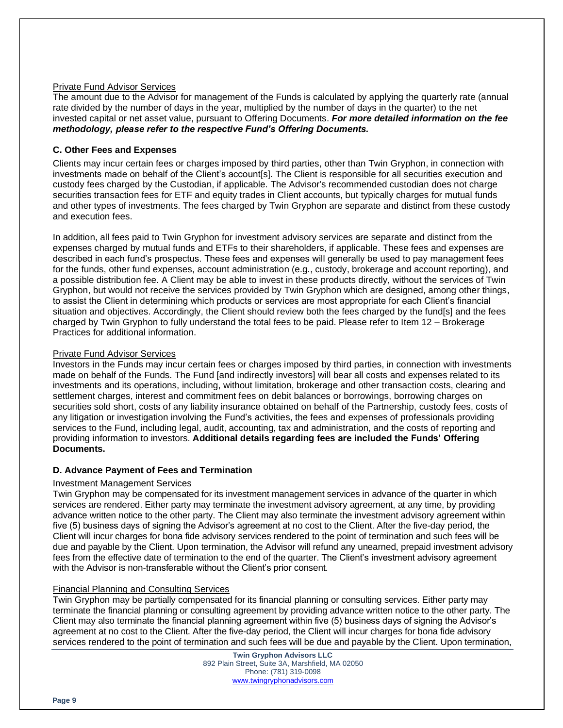Private Fund Advisor Services

The amount due to the Advisor for management of the Funds is calculated by applying the quarterly rate (annual rate divided by the number of days in the year, multiplied by the number of days in the quarter) to the net invested capital or net asset value, pursuant to Offering Documents. ***For more detailed information on the fee methodology, please refer to the respective Fund's Offering Documents.***

### C. Other Fees and Expenses

Clients may incur certain fees or charges imposed by third parties, other than Twin Gryphon, in connection with investments made on behalf of the Client's account[s]. The Client is responsible for all securities execution and custody fees charged by the Custodian, if applicable. The Advisor's recommended custodian does not charge securities transaction fees for ETF and equity trades in Client accounts, but typically charges for mutual funds and other types of investments. The fees charged by Twin Gryphon are separate and distinct from these custody and execution fees.

In addition, all fees paid to Twin Gryphon for investment advisory services are separate and distinct from the expenses charged by mutual funds and ETFs to their shareholders, if applicable. These fees and expenses are described in each fund's prospectus. These fees and expenses will generally be used to pay management fees for the funds, other fund expenses, account administration (e.g., custody, brokerage and account reporting), and a possible distribution fee. A Client may be able to invest in these products directly, without the services of Twin Gryphon, but would not receive the services provided by Twin Gryphon which are designed, among other things, to assist the Client in determining which products or services are most appropriate for each Client's financial situation and objectives. Accordingly, the Client should review both the fees charged by the fund[s] and the fees charged by Twin Gryphon to fully understand the total fees to be paid. Please refer to Item 12 – Brokerage Practices for additional information.

Private Fund Advisor Services

Investors in the Funds may incur certain fees or charges imposed by third parties, in connection with investments made on behalf of the Funds. The Fund [and indirectly investors] will bear all costs and expenses related to its investments and its operations, including, without limitation, brokerage and other transaction costs, clearing and settlement charges, interest and commitment fees on debit balances or borrowings, borrowing charges on securities sold short, costs of any liability insurance obtained on behalf of the Partnership, custody fees, costs of any litigation or investigation involving the Fund's activities, the fees and expenses of professionals providing services to the Fund, including legal, audit, accounting, tax and administration, and the costs of reporting and providing information to investors. **Additional details regarding fees are included the Funds' Offering Documents.**

### D. Advance Payment of Fees and Termination

Investment Management Services

Twin Gryphon may be compensated for its investment management services in advance of the quarter in which services are rendered. Either party may terminate the investment advisory agreement, at any time, by providing advance written notice to the other party. The Client may also terminate the investment advisory agreement within five (5) business days of signing the Advisor's agreement at no cost to the Client. After the five-day period, the Client will incur charges for bona fide advisory services rendered to the point of termination and such fees will be due and payable by the Client. Upon termination, the Advisor will refund any unearned, prepaid investment advisory fees from the effective date of termination to the end of the quarter. The Client's investment advisory agreement with the Advisor is non-transferable without the Client's prior consent.

Financial Planning and Consulting Services

Twin Gryphon may be partially compensated for its financial planning or consulting services. Either party may terminate the financial planning or consulting agreement by providing advance written notice to the other party. The Client may also terminate the financial planning agreement within five (5) business days of signing the Advisor's agreement at no cost to the Client. After the five-day period, the Client will incur charges for bona fide advisory services rendered to the point of termination and such fees will be due and payable by the Client. Upon termination,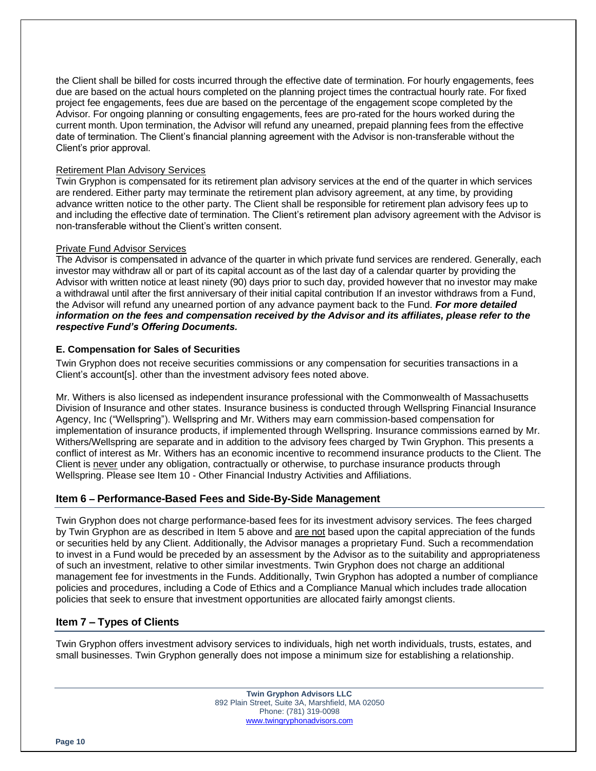the Client shall be billed for costs incurred through the effective date of termination. For hourly engagements, fees due are based on the actual hours completed on the planning project times the contractual hourly rate. For fixed project fee engagements, fees due are based on the percentage of the engagement scope completed by the Advisor. For ongoing planning or consulting engagements, fees are pro-rated for the hours worked during the current month. Upon termination, the Advisor will refund any unearned, prepaid planning fees from the effective date of termination. The Client's financial planning agreement with the Advisor is non-transferable without the Client's prior approval.

Retirement Plan Advisory Services

Twin Gryphon is compensated for its retirement plan advisory services at the end of the quarter in which services are rendered. Either party may terminate the retirement plan advisory agreement, at any time, by providing advance written notice to the other party. The Client shall be responsible for retirement plan advisory fees up to and including the effective date of termination. The Client's retirement plan advisory agreement with the Advisor is non-transferable without the Client's written consent.

Private Fund Advisor Services

The Advisor is compensated in advance of the quarter in which private fund services are rendered. Generally, each investor may withdraw all or part of its capital account as of the last day of a calendar quarter by providing the Advisor with written notice at least ninety (90) days prior to such day, provided however that no investor may make a withdrawal until after the first anniversary of their initial capital contribution If an investor withdraws from a Fund, the Advisor will refund any unearned portion of any advance payment back to the Fund. ***For more detailed information on the fees and compensation received by the Advisor and its affiliates, please refer to the respective Fund's Offering Documents.***

### E. Compensation for Sales of Securities

Twin Gryphon does not receive securities commissions or any compensation for securities transactions in a Client's account[s]. other than the investment advisory fees noted above.

Mr. Withers is also licensed as independent insurance professional with the Commonwealth of Massachusetts Division of Insurance and other states. Insurance business is conducted through Wellspring Financial Insurance Agency, Inc ("Wellspring"). Wellspring and Mr. Withers may earn commission-based compensation for implementation of insurance products, if implemented through Wellspring. Insurance commissions earned by Mr. Withers/Wellspring are separate and in addition to the advisory fees charged by Twin Gryphon. This presents a conflict of interest as Mr. Withers has an economic incentive to recommend insurance products to the Client. The Client is never under any obligation, contractually or otherwise, to purchase insurance products through Wellspring. Please see Item 10 - Other Financial Industry Activities and Affiliations.

## Item 6 – Performance-Based Fees and Side-By-Side Management

Twin Gryphon does not charge performance-based fees for its investment advisory services. The fees charged by Twin Gryphon are as described in Item 5 above and are not based upon the capital appreciation of the funds or securities held by any Client. Additionally, the Advisor manages a proprietary Fund. Such a recommendation to invest in a Fund would be preceded by an assessment by the Advisor as to the suitability and appropriateness of such an investment, relative to other similar investments. Twin Gryphon does not charge an additional management fee for investments in the Funds. Additionally, Twin Gryphon has adopted a number of compliance policies and procedures, including a Code of Ethics and a Compliance Manual which includes trade allocation policies that seek to ensure that investment opportunities are allocated fairly amongst clients.

## Item 7 – Types of Clients

Twin Gryphon offers investment advisory services to individuals, high net worth individuals, trusts, estates, and small businesses. Twin Gryphon generally does not impose a minimum size for establishing a relationship.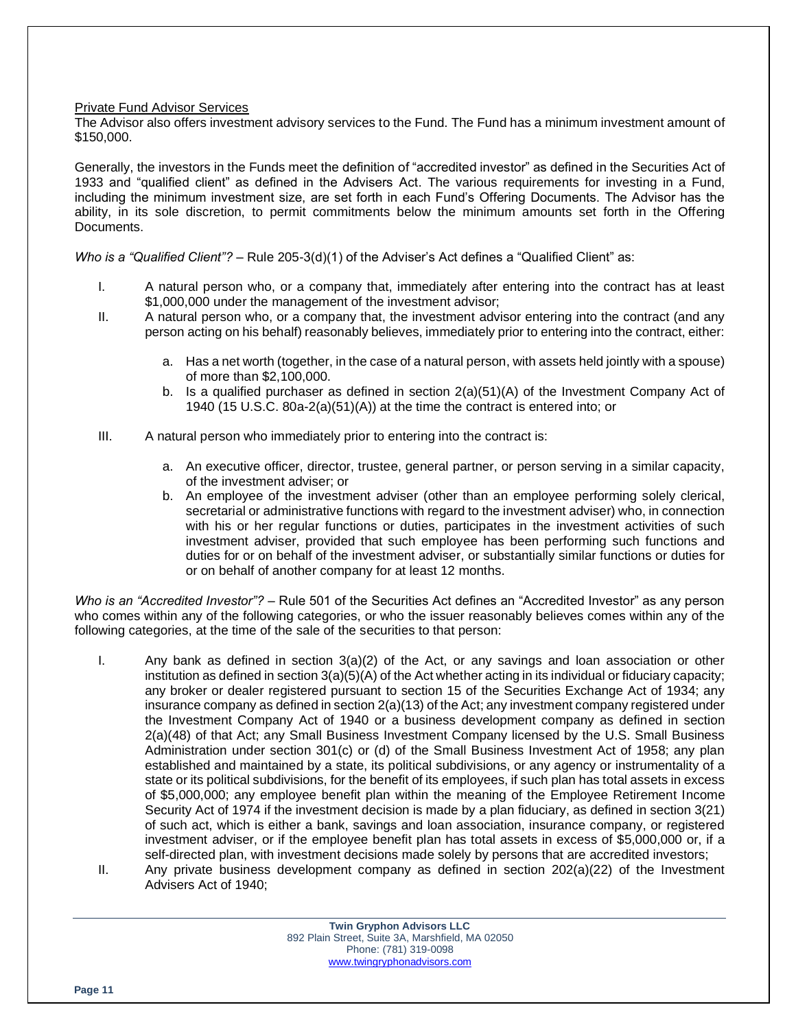Private Fund Advisor Services

The Advisor also offers investment advisory services to the Fund. The Fund has a minimum investment amount of $150,000.

Generally, the investors in the Funds meet the definition of "accredited investor" as defined in the Securities Act of 1933 and "qualified client" as defined in the Advisers Act. The various requirements for investing in a Fund, including the minimum investment size, are set forth in each Fund's Offering Documents. The Advisor has the ability, in its sole discretion, to permit commitments below the minimum amounts set forth in the Offering Documents.

*Who is a "Qualified Client"?* – Rule 205-3(d)(1) of the Adviser's Act defines a "Qualified Client" as:

I. A natural person who, or a company that, immediately after entering into the contract has at least $1,000,000 under the management of the investment advisor;

II. A natural person who, or a company that, the investment advisor entering into the contract (and any person acting on his behalf) reasonably believes, immediately prior to entering into the contract, either:

   a. Has a net worth (together, in the case of a natural person, with assets held jointly with a spouse) of more than $2,100,000.
   b. Is a qualified purchaser as defined in section 2(a)(51)(A) of the Investment Company Act of 1940 (15 U.S.C. 80a-2(a)(51)(A)) at the time the contract is entered into; or

III. A natural person who immediately prior to entering into the contract is:

   a. An executive officer, director, trustee, general partner, or person serving in a similar capacity, of the investment adviser; or
   b. An employee of the investment adviser (other than an employee performing solely clerical, secretarial or administrative functions with regard to the investment adviser) who, in connection with his or her regular functions or duties, participates in the investment activities of such investment adviser, provided that such employee has been performing such functions and duties for or on behalf of the investment adviser, or substantially similar functions or duties for or on behalf of another company for at least 12 months.

*Who is an "Accredited Investor"?* – Rule 501 of the Securities Act defines an "Accredited Investor" as any person who comes within any of the following categories, or who the issuer reasonably believes comes within any of the following categories, at the time of the sale of the securities to that person:

I. Any bank as defined in section 3(a)(2) of the Act, or any savings and loan association or other institution as defined in section 3(a)(5)(A) of the Act whether acting in its individual or fiduciary capacity; any broker or dealer registered pursuant to section 15 of the Securities Exchange Act of 1934; any insurance company as defined in section 2(a)(13) of the Act; any investment company registered under the Investment Company Act of 1940 or a business development company as defined in section 2(a)(48) of that Act; any Small Business Investment Company licensed by the U.S. Small Business Administration under section 301(c) or (d) of the Small Business Investment Act of 1958; any plan established and maintained by a state, its political subdivisions, or any agency or instrumentality of a state or its political subdivisions, for the benefit of its employees, if such plan has total assets in excess of $5,000,000; any employee benefit plan within the meaning of the Employee Retirement Income Security Act of 1974 if the investment decision is made by a plan fiduciary, as defined in section 3(21) of such act, which is either a bank, savings and loan association, insurance company, or registered investment adviser, or if the employee benefit plan has total assets in excess of $5,000,000 or, if a self-directed plan, with investment decisions made solely by persons that are accredited investors;

II. Any private business development company as defined in section 202(a)(22) of the Investment Advisers Act of 1940;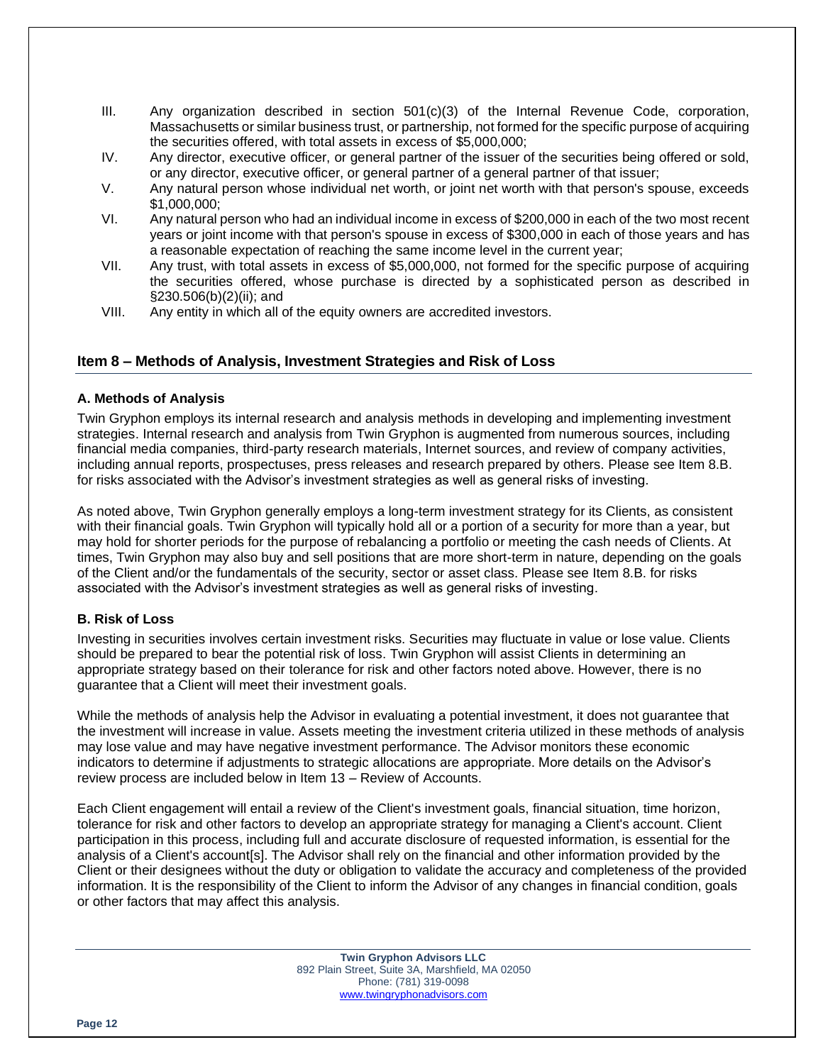III. Any organization described in section 501(c)(3) of the Internal Revenue Code, corporation, Massachusetts or similar business trust, or partnership, not formed for the specific purpose of acquiring the securities offered, with total assets in excess of $5,000,000;
IV. Any director, executive officer, or general partner of the issuer of the securities being offered or sold, or any director, executive officer, or general partner of a general partner of that issuer;
V. Any natural person whose individual net worth, or joint net worth with that person's spouse, exceeds $1,000,000;
VI. Any natural person who had an individual income in excess of $200,000 in each of the two most recent years or joint income with that person's spouse in excess of $300,000 in each of those years and has a reasonable expectation of reaching the same income level in the current year;
VII. Any trust, with total assets in excess of $5,000,000, not formed for the specific purpose of acquiring the securities offered, whose purchase is directed by a sophisticated person as described in §230.506(b)(2)(ii); and
VIII. Any entity in which all of the equity owners are accredited investors.

## Item 8 – Methods of Analysis, Investment Strategies and Risk of Loss

### A. Methods of Analysis

Twin Gryphon employs its internal research and analysis methods in developing and implementing investment strategies. Internal research and analysis from Twin Gryphon is augmented from numerous sources, including financial media companies, third-party research materials, Internet sources, and review of company activities, including annual reports, prospectuses, press releases and research prepared by others. Please see Item 8.B. for risks associated with the Advisor's investment strategies as well as general risks of investing.

As noted above, Twin Gryphon generally employs a long-term investment strategy for its Clients, as consistent with their financial goals. Twin Gryphon will typically hold all or a portion of a security for more than a year, but may hold for shorter periods for the purpose of rebalancing a portfolio or meeting the cash needs of Clients. At times, Twin Gryphon may also buy and sell positions that are more short-term in nature, depending on the goals of the Client and/or the fundamentals of the security, sector or asset class. Please see Item 8.B. for risks associated with the Advisor's investment strategies as well as general risks of investing.

### B. Risk of Loss

Investing in securities involves certain investment risks. Securities may fluctuate in value or lose value. Clients should be prepared to bear the potential risk of loss. Twin Gryphon will assist Clients in determining an appropriate strategy based on their tolerance for risk and other factors noted above. However, there is no guarantee that a Client will meet their investment goals.

While the methods of analysis help the Advisor in evaluating a potential investment, it does not guarantee that the investment will increase in value. Assets meeting the investment criteria utilized in these methods of analysis may lose value and may have negative investment performance. The Advisor monitors these economic indicators to determine if adjustments to strategic allocations are appropriate. More details on the Advisor's review process are included below in Item 13 – Review of Accounts.

Each Client engagement will entail a review of the Client's investment goals, financial situation, time horizon, tolerance for risk and other factors to develop an appropriate strategy for managing a Client's account. Client participation in this process, including full and accurate disclosure of requested information, is essential for the analysis of a Client's account[s]. The Advisor shall rely on the financial and other information provided by the Client or their designees without the duty or obligation to validate the accuracy and completeness of the provided information. It is the responsibility of the Client to inform the Advisor of any changes in financial condition, goals or other factors that may affect this analysis.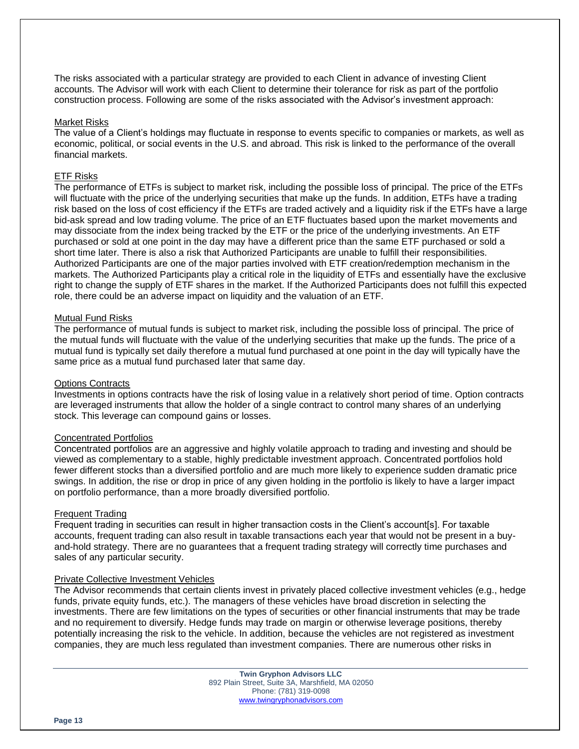The risks associated with a particular strategy are provided to each Client in advance of investing Client accounts. The Advisor will work with each Client to determine their tolerance for risk as part of the portfolio construction process. Following are some of the risks associated with the Advisor's investment approach:

<u>Market Risks</u>

The value of a Client's holdings may fluctuate in response to events specific to companies or markets, as well as economic, political, or social events in the U.S. and abroad. This risk is linked to the performance of the overall financial markets.

<u>ETF Risks</u>

The performance of ETFs is subject to market risk, including the possible loss of principal. The price of the ETFs will fluctuate with the price of the underlying securities that make up the funds. In addition, ETFs have a trading risk based on the loss of cost efficiency if the ETFs are traded actively and a liquidity risk if the ETFs have a large bid-ask spread and low trading volume. The price of an ETF fluctuates based upon the market movements and may dissociate from the index being tracked by the ETF or the price of the underlying investments. An ETF purchased or sold at one point in the day may have a different price than the same ETF purchased or sold a short time later. There is also a risk that Authorized Participants are unable to fulfill their responsibilities. Authorized Participants are one of the major parties involved with ETF creation/redemption mechanism in the markets. The Authorized Participants play a critical role in the liquidity of ETFs and essentially have the exclusive right to change the supply of ETF shares in the market. If the Authorized Participants does not fulfill this expected role, there could be an adverse impact on liquidity and the valuation of an ETF.

<u>Mutual Fund Risks</u>

The performance of mutual funds is subject to market risk, including the possible loss of principal. The price of the mutual funds will fluctuate with the value of the underlying securities that make up the funds. The price of a mutual fund is typically set daily therefore a mutual fund purchased at one point in the day will typically have the same price as a mutual fund purchased later that same day.

<u>Options Contracts</u>

Investments in options contracts have the risk of losing value in a relatively short period of time. Option contracts are leveraged instruments that allow the holder of a single contract to control many shares of an underlying stock. This leverage can compound gains or losses.

<u>Concentrated Portfolios</u>

Concentrated portfolios are an aggressive and highly volatile approach to trading and investing and should be viewed as complementary to a stable, highly predictable investment approach. Concentrated portfolios hold fewer different stocks than a diversified portfolio and are much more likely to experience sudden dramatic price swings. In addition, the rise or drop in price of any given holding in the portfolio is likely to have a larger impact on portfolio performance, than a more broadly diversified portfolio.

<u>Frequent Trading</u>

Frequent trading in securities can result in higher transaction costs in the Client's account[s]. For taxable accounts, frequent trading can also result in taxable transactions each year that would not be present in a buy-and-hold strategy. There are no guarantees that a frequent trading strategy will correctly time purchases and sales of any particular security.

<u>Private Collective Investment Vehicles</u>

The Advisor recommends that certain clients invest in privately placed collective investment vehicles (e.g., hedge funds, private equity funds, etc.). The managers of these vehicles have broad discretion in selecting the investments. There are few limitations on the types of securities or other financial instruments that may be trade and no requirement to diversify. Hedge funds may trade on margin or otherwise leverage positions, thereby potentially increasing the risk to the vehicle. In addition, because the vehicles are not registered as investment companies, they are much less regulated than investment companies. There are numerous other risks in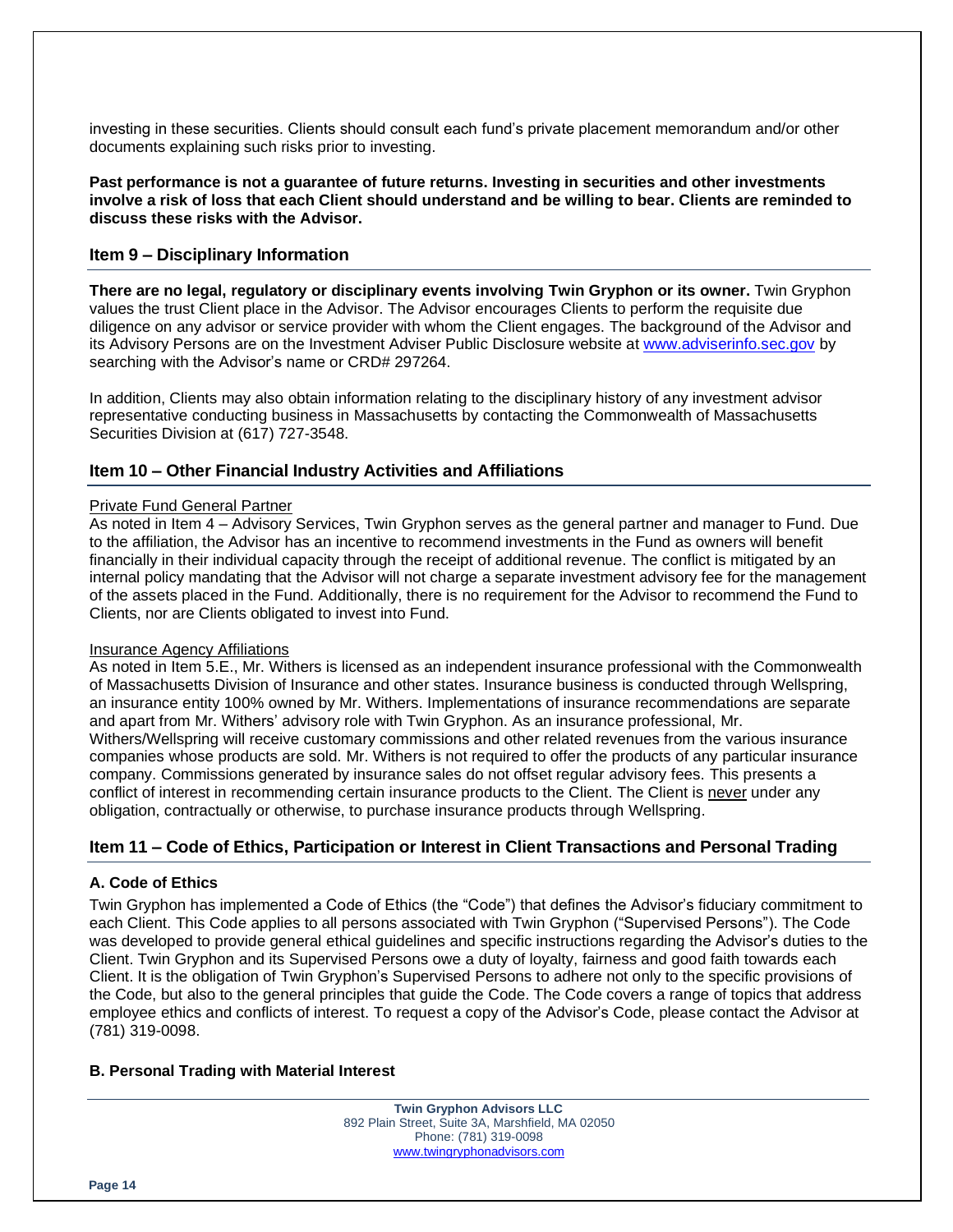investing in these securities. Clients should consult each fund's private placement memorandum and/or other documents explaining such risks prior to investing.

**Past performance is not a guarantee of future returns. Investing in securities and other investments involve a risk of loss that each Client should understand and be willing to bear. Clients are reminded to discuss these risks with the Advisor.**

## Item 9 – Disciplinary Information

**There are no legal, regulatory or disciplinary events involving Twin Gryphon or its owner.** Twin Gryphon values the trust Client place in the Advisor. The Advisor encourages Clients to perform the requisite due diligence on any advisor or service provider with whom the Client engages. The background of the Advisor and its Advisory Persons are on the Investment Adviser Public Disclosure website at www.adviserinfo.sec.gov by searching with the Advisor's name or CRD# 297264.

In addition, Clients may also obtain information relating to the disciplinary history of any investment advisor representative conducting business in Massachusetts by contacting the Commonwealth of Massachusetts Securities Division at (617) 727-3548.

## Item 10 – Other Financial Industry Activities and Affiliations

Private Fund General Partner

As noted in Item 4 – Advisory Services, Twin Gryphon serves as the general partner and manager to Fund. Due to the affiliation, the Advisor has an incentive to recommend investments in the Fund as owners will benefit financially in their individual capacity through the receipt of additional revenue. The conflict is mitigated by an internal policy mandating that the Advisor will not charge a separate investment advisory fee for the management of the assets placed in the Fund. Additionally, there is no requirement for the Advisor to recommend the Fund to Clients, nor are Clients obligated to invest into Fund.

Insurance Agency Affiliations

As noted in Item 5.E., Mr. Withers is licensed as an independent insurance professional with the Commonwealth of Massachusetts Division of Insurance and other states. Insurance business is conducted through Wellspring, an insurance entity 100% owned by Mr. Withers. Implementations of insurance recommendations are separate and apart from Mr. Withers' advisory role with Twin Gryphon. As an insurance professional, Mr. Withers/Wellspring will receive customary commissions and other related revenues from the various insurance companies whose products are sold. Mr. Withers is not required to offer the products of any particular insurance company. Commissions generated by insurance sales do not offset regular advisory fees. This presents a conflict of interest in recommending certain insurance products to the Client. The Client is never under any obligation, contractually or otherwise, to purchase insurance products through Wellspring.

## Item 11 – Code of Ethics, Participation or Interest in Client Transactions and Personal Trading

### A. Code of Ethics

Twin Gryphon has implemented a Code of Ethics (the "Code") that defines the Advisor's fiduciary commitment to each Client. This Code applies to all persons associated with Twin Gryphon ("Supervised Persons"). The Code was developed to provide general ethical guidelines and specific instructions regarding the Advisor's duties to the Client. Twin Gryphon and its Supervised Persons owe a duty of loyalty, fairness and good faith towards each Client. It is the obligation of Twin Gryphon's Supervised Persons to adhere not only to the specific provisions of the Code, but also to the general principles that guide the Code. The Code covers a range of topics that address employee ethics and conflicts of interest. To request a copy of the Advisor's Code, please contact the Advisor at (781) 319-0098.

### B. Personal Trading with Material Interest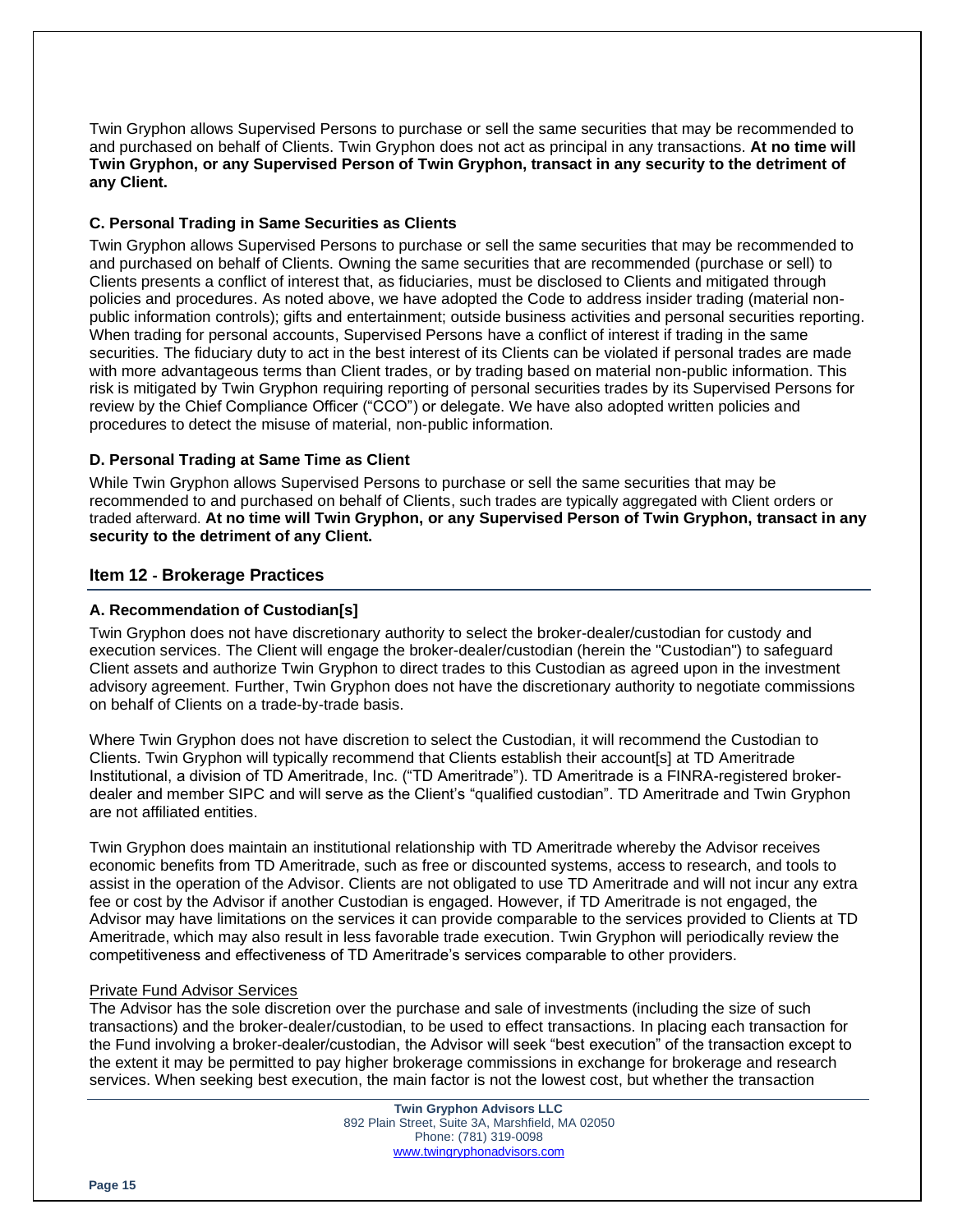Twin Gryphon allows Supervised Persons to purchase or sell the same securities that may be recommended to and purchased on behalf of Clients. Twin Gryphon does not act as principal in any transactions. **At no time will Twin Gryphon, or any Supervised Person of Twin Gryphon, transact in any security to the detriment of any Client.**

### C. Personal Trading in Same Securities as Clients

Twin Gryphon allows Supervised Persons to purchase or sell the same securities that may be recommended to and purchased on behalf of Clients. Owning the same securities that are recommended (purchase or sell) to Clients presents a conflict of interest that, as fiduciaries, must be disclosed to Clients and mitigated through policies and procedures. As noted above, we have adopted the Code to address insider trading (material non-public information controls); gifts and entertainment; outside business activities and personal securities reporting. When trading for personal accounts, Supervised Persons have a conflict of interest if trading in the same securities. The fiduciary duty to act in the best interest of its Clients can be violated if personal trades are made with more advantageous terms than Client trades, or by trading based on material non-public information. This risk is mitigated by Twin Gryphon requiring reporting of personal securities trades by its Supervised Persons for review by the Chief Compliance Officer ("CCO") or delegate. We have also adopted written policies and procedures to detect the misuse of material, non-public information.

### D. Personal Trading at Same Time as Client

While Twin Gryphon allows Supervised Persons to purchase or sell the same securities that may be recommended to and purchased on behalf of Clients, such trades are typically aggregated with Client orders or traded afterward. **At no time will Twin Gryphon, or any Supervised Person of Twin Gryphon, transact in any security to the detriment of any Client.**

## Item 12 - Brokerage Practices

### A. Recommendation of Custodian[s]

Twin Gryphon does not have discretionary authority to select the broker-dealer/custodian for custody and execution services. The Client will engage the broker-dealer/custodian (herein the "Custodian") to safeguard Client assets and authorize Twin Gryphon to direct trades to this Custodian as agreed upon in the investment advisory agreement. Further, Twin Gryphon does not have the discretionary authority to negotiate commissions on behalf of Clients on a trade-by-trade basis.

Where Twin Gryphon does not have discretion to select the Custodian, it will recommend the Custodian to Clients. Twin Gryphon will typically recommend that Clients establish their account[s] at TD Ameritrade Institutional, a division of TD Ameritrade, Inc. ("TD Ameritrade"). TD Ameritrade is a FINRA-registered broker-dealer and member SIPC and will serve as the Client's "qualified custodian". TD Ameritrade and Twin Gryphon are not affiliated entities.

Twin Gryphon does maintain an institutional relationship with TD Ameritrade whereby the Advisor receives economic benefits from TD Ameritrade, such as free or discounted systems, access to research, and tools to assist in the operation of the Advisor. Clients are not obligated to use TD Ameritrade and will not incur any extra fee or cost by the Advisor if another Custodian is engaged. However, if TD Ameritrade is not engaged, the Advisor may have limitations on the services it can provide comparable to the services provided to Clients at TD Ameritrade, which may also result in less favorable trade execution. Twin Gryphon will periodically review the competitiveness and effectiveness of TD Ameritrade's services comparable to other providers.

Private Fund Advisor Services

The Advisor has the sole discretion over the purchase and sale of investments (including the size of such transactions) and the broker-dealer/custodian, to be used to effect transactions. In placing each transaction for the Fund involving a broker-dealer/custodian, the Advisor will seek "best execution" of the transaction except to the extent it may be permitted to pay higher brokerage commissions in exchange for brokerage and research services. When seeking best execution, the main factor is not the lowest cost, but whether the transaction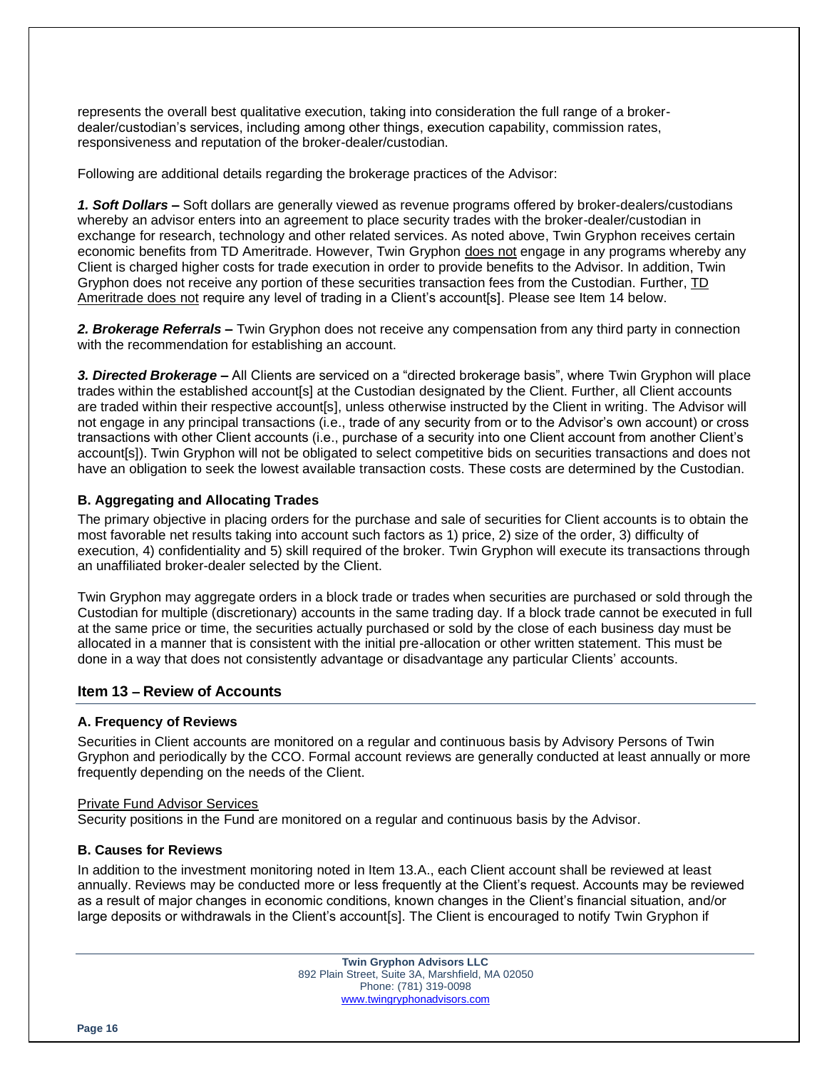represents the overall best qualitative execution, taking into consideration the full range of a broker-dealer/custodian's services, including among other things, execution capability, commission rates, responsiveness and reputation of the broker-dealer/custodian.

Following are additional details regarding the brokerage practices of the Advisor:

***1. Soft Dollars*** **–** Soft dollars are generally viewed as revenue programs offered by broker-dealers/custodians whereby an advisor enters into an agreement to place security trades with the broker-dealer/custodian in exchange for research, technology and other related services. As noted above, Twin Gryphon receives certain economic benefits from TD Ameritrade. However, Twin Gryphon does not engage in any programs whereby any Client is charged higher costs for trade execution in order to provide benefits to the Advisor. In addition, Twin Gryphon does not receive any portion of these securities transaction fees from the Custodian. Further, TD Ameritrade does not require any level of trading in a Client's account[s]. Please see Item 14 below.

***2. Brokerage Referrals*** **–** Twin Gryphon does not receive any compensation from any third party in connection with the recommendation for establishing an account.

***3. Directed Brokerage*** **–** All Clients are serviced on a "directed brokerage basis", where Twin Gryphon will place trades within the established account[s] at the Custodian designated by the Client. Further, all Client accounts are traded within their respective account[s], unless otherwise instructed by the Client in writing. The Advisor will not engage in any principal transactions (i.e., trade of any security from or to the Advisor's own account) or cross transactions with other Client accounts (i.e., purchase of a security into one Client account from another Client's account[s]). Twin Gryphon will not be obligated to select competitive bids on securities transactions and does not have an obligation to seek the lowest available transaction costs. These costs are determined by the Custodian.

### B. Aggregating and Allocating Trades

The primary objective in placing orders for the purchase and sale of securities for Client accounts is to obtain the most favorable net results taking into account such factors as 1) price, 2) size of the order, 3) difficulty of execution, 4) confidentiality and 5) skill required of the broker. Twin Gryphon will execute its transactions through an unaffiliated broker-dealer selected by the Client.

Twin Gryphon may aggregate orders in a block trade or trades when securities are purchased or sold through the Custodian for multiple (discretionary) accounts in the same trading day. If a block trade cannot be executed in full at the same price or time, the securities actually purchased or sold by the close of each business day must be allocated in a manner that is consistent with the initial pre-allocation or other written statement. This must be done in a way that does not consistently advantage or disadvantage any particular Clients' accounts.

## Item 13 – Review of Accounts

### A. Frequency of Reviews

Securities in Client accounts are monitored on a regular and continuous basis by Advisory Persons of Twin Gryphon and periodically by the CCO. Formal account reviews are generally conducted at least annually or more frequently depending on the needs of the Client.

Private Fund Advisor Services

Security positions in the Fund are monitored on a regular and continuous basis by the Advisor.

### B. Causes for Reviews

In addition to the investment monitoring noted in Item 13.A., each Client account shall be reviewed at least annually. Reviews may be conducted more or less frequently at the Client's request. Accounts may be reviewed as a result of major changes in economic conditions, known changes in the Client's financial situation, and/or large deposits or withdrawals in the Client's account[s]. The Client is encouraged to notify Twin Gryphon if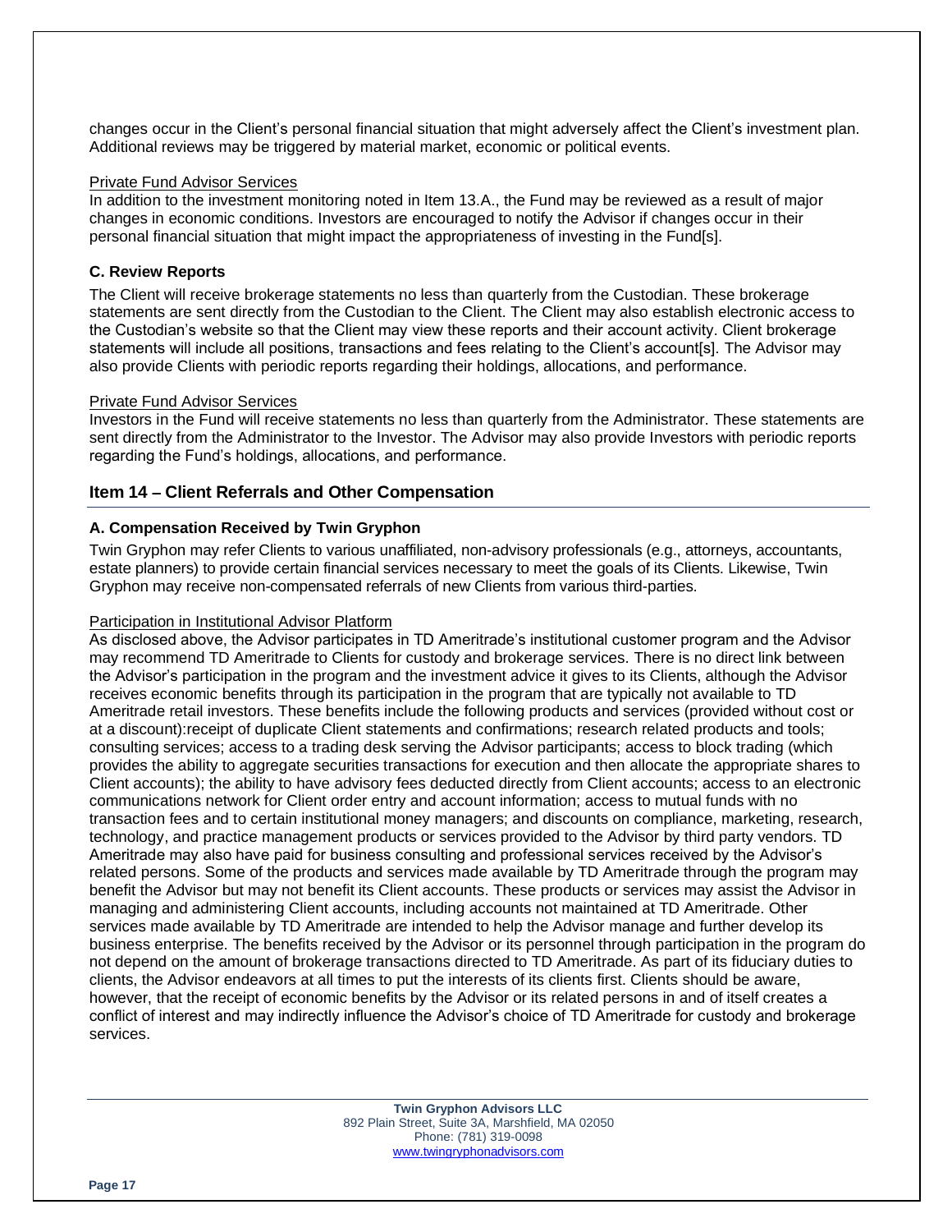changes occur in the Client's personal financial situation that might adversely affect the Client's investment plan. Additional reviews may be triggered by material market, economic or political events.

Private Fund Advisor Services

In addition to the investment monitoring noted in Item 13.A., the Fund may be reviewed as a result of major changes in economic conditions. Investors are encouraged to notify the Advisor if changes occur in their personal financial situation that might impact the appropriateness of investing in the Fund[s].

### C. Review Reports

The Client will receive brokerage statements no less than quarterly from the Custodian. These brokerage statements are sent directly from the Custodian to the Client. The Client may also establish electronic access to the Custodian's website so that the Client may view these reports and their account activity. Client brokerage statements will include all positions, transactions and fees relating to the Client's account[s]. The Advisor may also provide Clients with periodic reports regarding their holdings, allocations, and performance.

Private Fund Advisor Services

Investors in the Fund will receive statements no less than quarterly from the Administrator. These statements are sent directly from the Administrator to the Investor. The Advisor may also provide Investors with periodic reports regarding the Fund's holdings, allocations, and performance.

## Item 14 – Client Referrals and Other Compensation

### A. Compensation Received by Twin Gryphon

Twin Gryphon may refer Clients to various unaffiliated, non-advisory professionals (e.g., attorneys, accountants, estate planners) to provide certain financial services necessary to meet the goals of its Clients. Likewise, Twin Gryphon may receive non-compensated referrals of new Clients from various third-parties.

Participation in Institutional Advisor Platform

As disclosed above, the Advisor participates in TD Ameritrade's institutional customer program and the Advisor may recommend TD Ameritrade to Clients for custody and brokerage services. There is no direct link between the Advisor's participation in the program and the investment advice it gives to its Clients, although the Advisor receives economic benefits through its participation in the program that are typically not available to TD Ameritrade retail investors. These benefits include the following products and services (provided without cost or at a discount):receipt of duplicate Client statements and confirmations; research related products and tools; consulting services; access to a trading desk serving the Advisor participants; access to block trading (which provides the ability to aggregate securities transactions for execution and then allocate the appropriate shares to Client accounts); the ability to have advisory fees deducted directly from Client accounts; access to an electronic communications network for Client order entry and account information; access to mutual funds with no transaction fees and to certain institutional money managers; and discounts on compliance, marketing, research, technology, and practice management products or services provided to the Advisor by third party vendors. TD Ameritrade may also have paid for business consulting and professional services received by the Advisor's related persons. Some of the products and services made available by TD Ameritrade through the program may benefit the Advisor but may not benefit its Client accounts. These products or services may assist the Advisor in managing and administering Client accounts, including accounts not maintained at TD Ameritrade. Other services made available by TD Ameritrade are intended to help the Advisor manage and further develop its business enterprise. The benefits received by the Advisor or its personnel through participation in the program do not depend on the amount of brokerage transactions directed to TD Ameritrade. As part of its fiduciary duties to clients, the Advisor endeavors at all times to put the interests of its clients first. Clients should be aware, however, that the receipt of economic benefits by the Advisor or its related persons in and of itself creates a conflict of interest and may indirectly influence the Advisor's choice of TD Ameritrade for custody and brokerage services.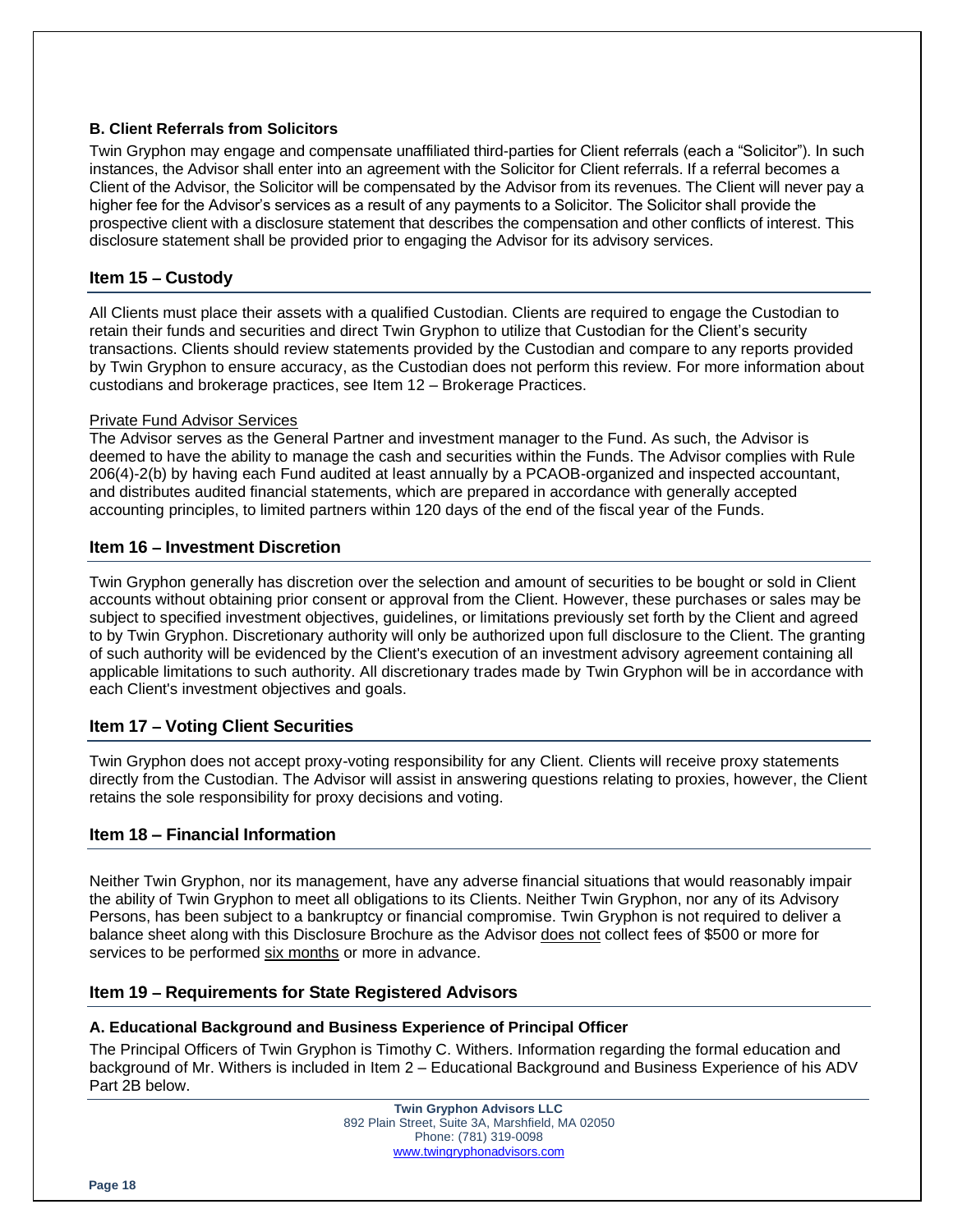### B. Client Referrals from Solicitors

Twin Gryphon may engage and compensate unaffiliated third-parties for Client referrals (each a "Solicitor"). In such instances, the Advisor shall enter into an agreement with the Solicitor for Client referrals. If a referral becomes a Client of the Advisor, the Solicitor will be compensated by the Advisor from its revenues. The Client will never pay a higher fee for the Advisor's services as a result of any payments to a Solicitor. The Solicitor shall provide the prospective client with a disclosure statement that describes the compensation and other conflicts of interest. This disclosure statement shall be provided prior to engaging the Advisor for its advisory services.

## Item 15 – Custody

All Clients must place their assets with a qualified Custodian. Clients are required to engage the Custodian to retain their funds and securities and direct Twin Gryphon to utilize that Custodian for the Client's security transactions. Clients should review statements provided by the Custodian and compare to any reports provided by Twin Gryphon to ensure accuracy, as the Custodian does not perform this review. For more information about custodians and brokerage practices, see Item 12 – Brokerage Practices.

Private Fund Advisor Services

The Advisor serves as the General Partner and investment manager to the Fund. As such, the Advisor is deemed to have the ability to manage the cash and securities within the Funds. The Advisor complies with Rule 206(4)-2(b) by having each Fund audited at least annually by a PCAOB-organized and inspected accountant, and distributes audited financial statements, which are prepared in accordance with generally accepted accounting principles, to limited partners within 120 days of the end of the fiscal year of the Funds.

## Item 16 – Investment Discretion

Twin Gryphon generally has discretion over the selection and amount of securities to be bought or sold in Client accounts without obtaining prior consent or approval from the Client. However, these purchases or sales may be subject to specified investment objectives, guidelines, or limitations previously set forth by the Client and agreed to by Twin Gryphon. Discretionary authority will only be authorized upon full disclosure to the Client. The granting of such authority will be evidenced by the Client's execution of an investment advisory agreement containing all applicable limitations to such authority. All discretionary trades made by Twin Gryphon will be in accordance with each Client's investment objectives and goals.

## Item 17 – Voting Client Securities

Twin Gryphon does not accept proxy-voting responsibility for any Client. Clients will receive proxy statements directly from the Custodian. The Advisor will assist in answering questions relating to proxies, however, the Client retains the sole responsibility for proxy decisions and voting.

## Item 18 – Financial Information

Neither Twin Gryphon, nor its management, have any adverse financial situations that would reasonably impair the ability of Twin Gryphon to meet all obligations to its Clients. Neither Twin Gryphon, nor any of its Advisory Persons, has been subject to a bankruptcy or financial compromise. Twin Gryphon is not required to deliver a balance sheet along with this Disclosure Brochure as the Advisor does not collect fees of $500 or more for services to be performed six months or more in advance.

## Item 19 – Requirements for State Registered Advisors

### A. Educational Background and Business Experience of Principal Officer

The Principal Officers of Twin Gryphon is Timothy C. Withers. Information regarding the formal education and background of Mr. Withers is included in Item 2 – Educational Background and Business Experience of his ADV Part 2B below.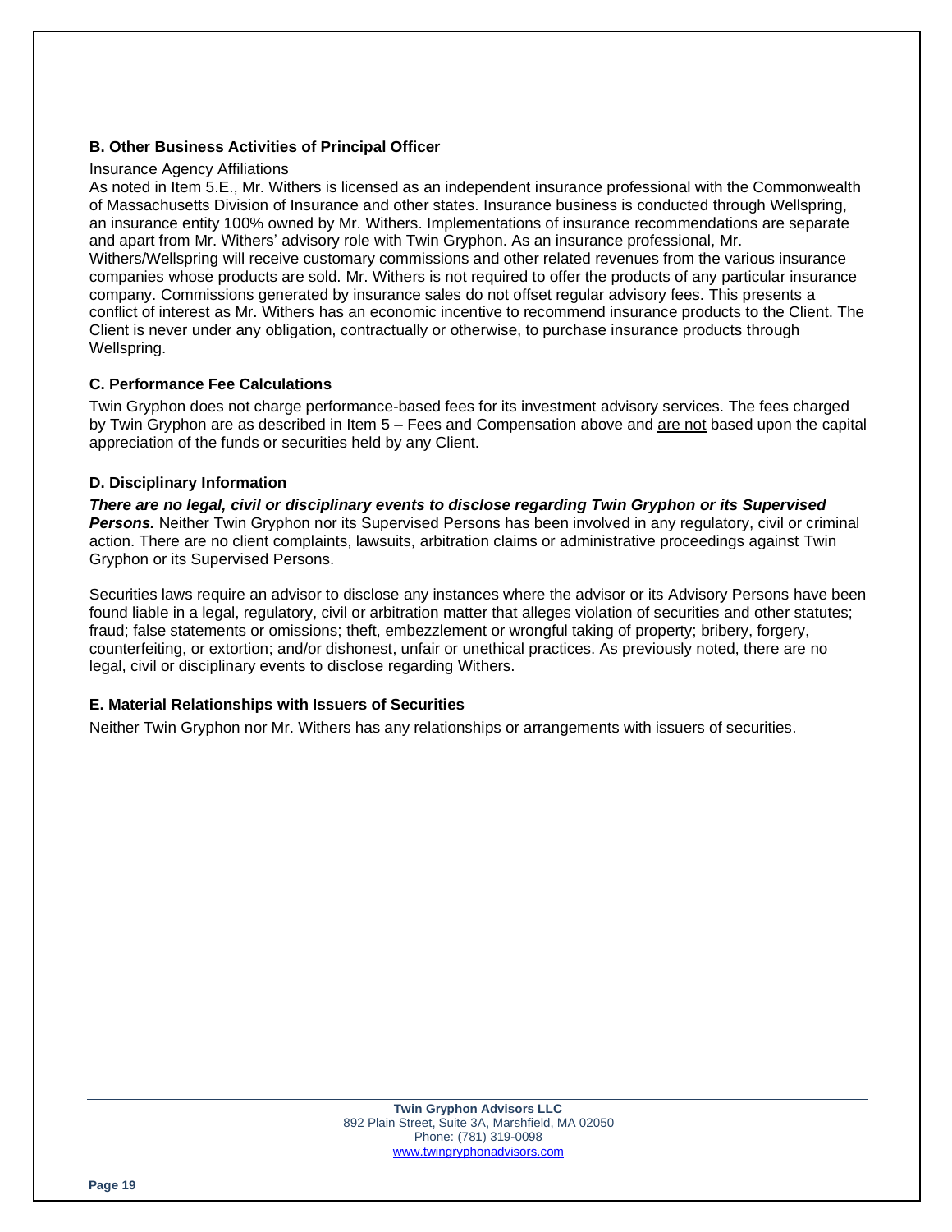### B. Other Business Activities of Principal Officer

Insurance Agency Affiliations

As noted in Item 5.E., Mr. Withers is licensed as an independent insurance professional with the Commonwealth of Massachusetts Division of Insurance and other states. Insurance business is conducted through Wellspring, an insurance entity 100% owned by Mr. Withers. Implementations of insurance recommendations are separate and apart from Mr. Withers' advisory role with Twin Gryphon. As an insurance professional, Mr. Withers/Wellspring will receive customary commissions and other related revenues from the various insurance companies whose products are sold. Mr. Withers is not required to offer the products of any particular insurance company. Commissions generated by insurance sales do not offset regular advisory fees. This presents a conflict of interest as Mr. Withers has an economic incentive to recommend insurance products to the Client. The Client is never under any obligation, contractually or otherwise, to purchase insurance products through Wellspring.

### C. Performance Fee Calculations

Twin Gryphon does not charge performance-based fees for its investment advisory services. The fees charged by Twin Gryphon are as described in Item 5 – Fees and Compensation above and are not based upon the capital appreciation of the funds or securities held by any Client.

### D. Disciplinary Information

***There are no legal, civil or disciplinary events to disclose regarding Twin Gryphon or its Supervised Persons.*** Neither Twin Gryphon nor its Supervised Persons has been involved in any regulatory, civil or criminal action. There are no client complaints, lawsuits, arbitration claims or administrative proceedings against Twin Gryphon or its Supervised Persons.

Securities laws require an advisor to disclose any instances where the advisor or its Advisory Persons have been found liable in a legal, regulatory, civil or arbitration matter that alleges violation of securities and other statutes; fraud; false statements or omissions; theft, embezzlement or wrongful taking of property; bribery, forgery, counterfeiting, or extortion; and/or dishonest, unfair or unethical practices. As previously noted, there are no legal, civil or disciplinary events to disclose regarding Withers.

### E. Material Relationships with Issuers of Securities

Neither Twin Gryphon nor Mr. Withers has any relationships or arrangements with issuers of securities.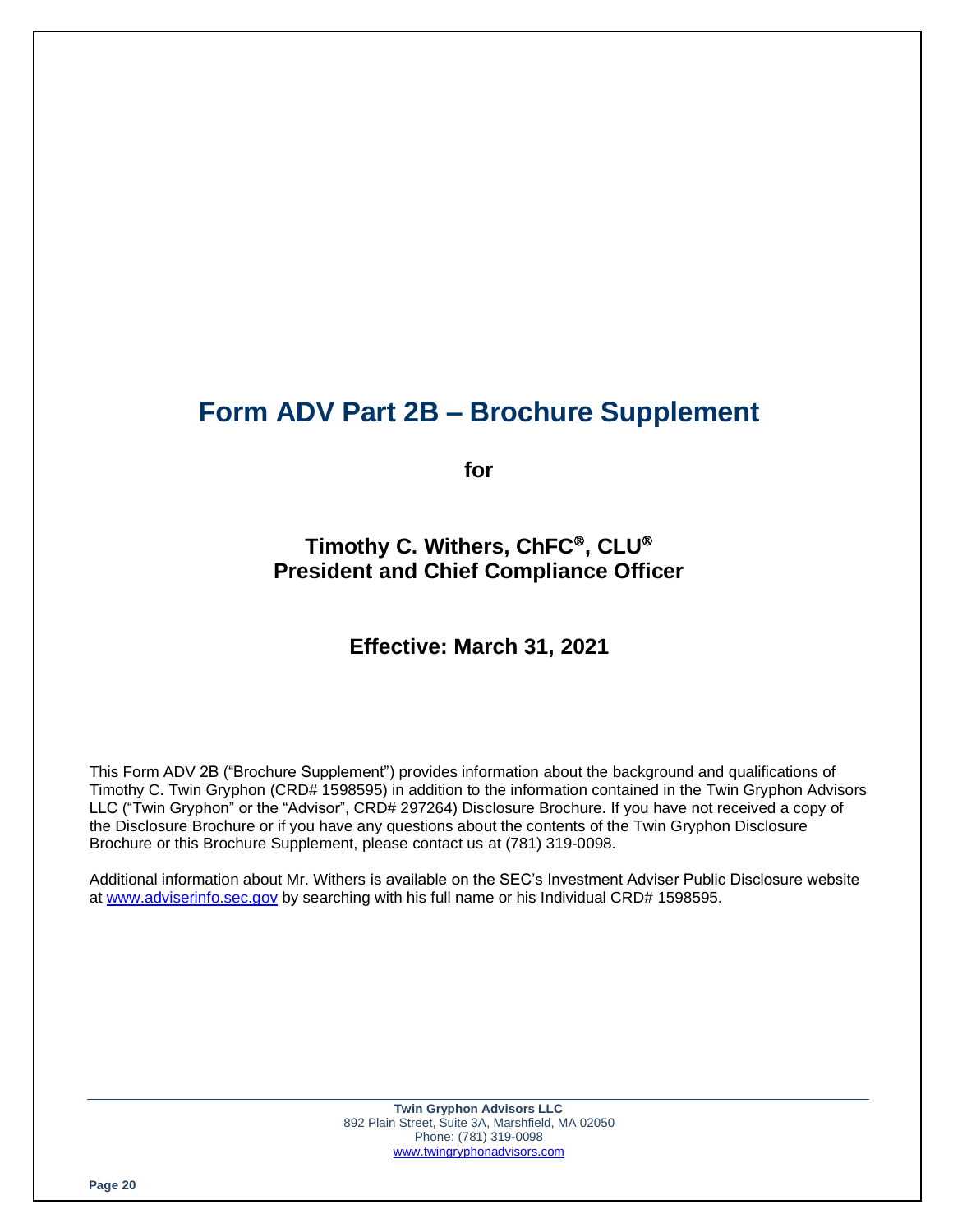# Form ADV Part 2B – Brochure Supplement

**for**

**Timothy C. Withers, ChFC®, CLU®**
**President and Chief Compliance Officer**

**Effective: March 31, 2021**

This Form ADV 2B ("Brochure Supplement") provides information about the background and qualifications of Timothy C. Twin Gryphon (CRD# 1598595) in addition to the information contained in the Twin Gryphon Advisors LLC ("Twin Gryphon" or the "Advisor", CRD# 297264) Disclosure Brochure. If you have not received a copy of the Disclosure Brochure or if you have any questions about the contents of the Twin Gryphon Disclosure Brochure or this Brochure Supplement, please contact us at (781) 319-0098.

Additional information about Mr. Withers is available on the SEC's Investment Adviser Public Disclosure website at www.adviserinfo.sec.gov by searching with his full name or his Individual CRD# 1598595.

**Twin Gryphon Advisors LLC**
892 Plain Street, Suite 3A, Marshfield, MA 02050
Phone: (781) 319-0098
www.twingryphonadvisors.com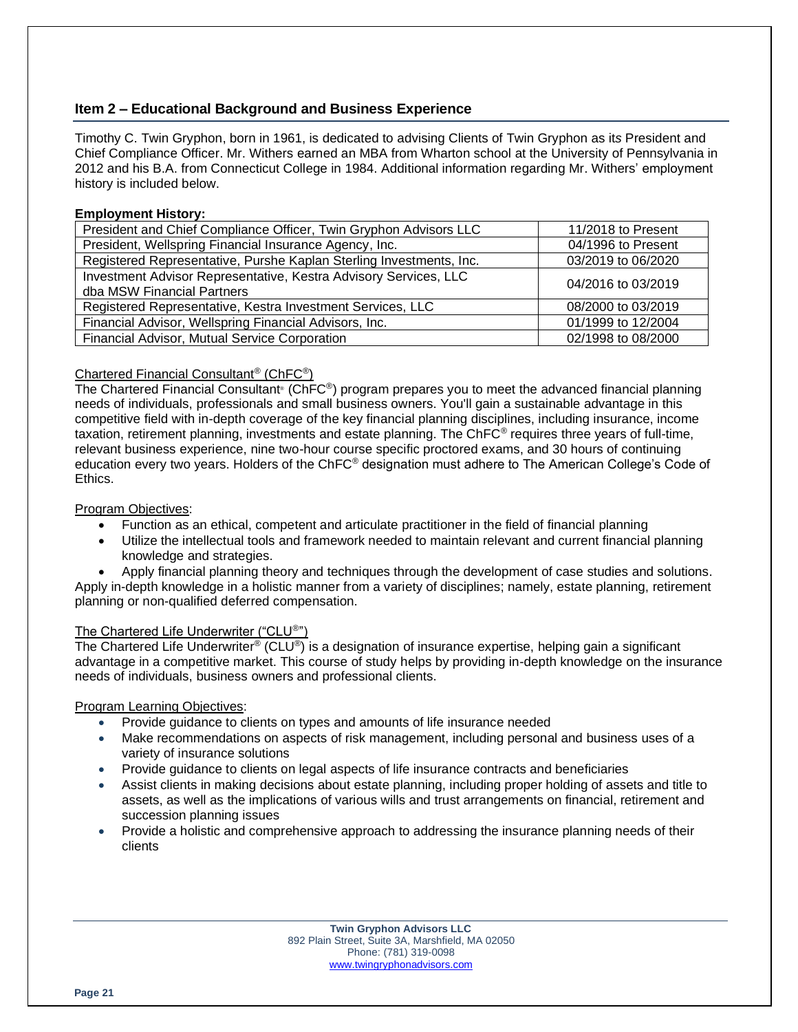## Item 2 – Educational Background and Business Experience

Timothy C. Twin Gryphon, born in 1961, is dedicated to advising Clients of Twin Gryphon as its President and Chief Compliance Officer. Mr. Withers earned an MBA from Wharton school at the University of Pennsylvania in 2012 and his B.A. from Connecticut College in 1984. Additional information regarding Mr. Withers' employment history is included below.

**Employment History:**

| | |
|---|---|
| President and Chief Compliance Officer, Twin Gryphon Advisors LLC | 11/2018 to Present |
| President, Wellspring Financial Insurance Agency, Inc. | 04/1996 to Present |
| Registered Representative, Purshe Kaplan Sterling Investments, Inc. | 03/2019 to 06/2020 |
| Investment Advisor Representative, Kestra Advisory Services, LLC dba MSW Financial Partners | 04/2016 to 03/2019 |
| Registered Representative, Kestra Investment Services, LLC | 08/2000 to 03/2019 |
| Financial Advisor, Wellspring Financial Advisors, Inc. | 01/1999 to 12/2004 |
| Financial Advisor, Mutual Service Corporation | 02/1998 to 08/2000 |

<u>Chartered Financial Consultant® (ChFC®)</u>

The Chartered Financial Consultant® (ChFC®) program prepares you to meet the advanced financial planning needs of individuals, professionals and small business owners. You'll gain a sustainable advantage in this competitive field with in-depth coverage of the key financial planning disciplines, including insurance, income taxation, retirement planning, investments and estate planning. The ChFC® requires three years of full-time, relevant business experience, nine two-hour course specific proctored exams, and 30 hours of continuing education every two years. Holders of the ChFC® designation must adhere to The American College's Code of Ethics.

<u>Program Objectives</u>:

- Function as an ethical, competent and articulate practitioner in the field of financial planning
- Utilize the intellectual tools and framework needed to maintain relevant and current financial planning knowledge and strategies.
- Apply financial planning theory and techniques through the development of case studies and solutions.

Apply in-depth knowledge in a holistic manner from a variety of disciplines; namely, estate planning, retirement planning or non-qualified deferred compensation.

<u>The Chartered Life Underwriter ("CLU®")</u>

The Chartered Life Underwriter® (CLU®) is a designation of insurance expertise, helping gain a significant advantage in a competitive market. This course of study helps by providing in-depth knowledge on the insurance needs of individuals, business owners and professional clients.

<u>Program Learning Objectives</u>:

- Provide guidance to clients on types and amounts of life insurance needed
- Make recommendations on aspects of risk management, including personal and business uses of a variety of insurance solutions
- Provide guidance to clients on legal aspects of life insurance contracts and beneficiaries
- Assist clients in making decisions about estate planning, including proper holding of assets and title to assets, as well as the implications of various wills and trust arrangements on financial, retirement and succession planning issues
- Provide a holistic and comprehensive approach to addressing the insurance planning needs of their clients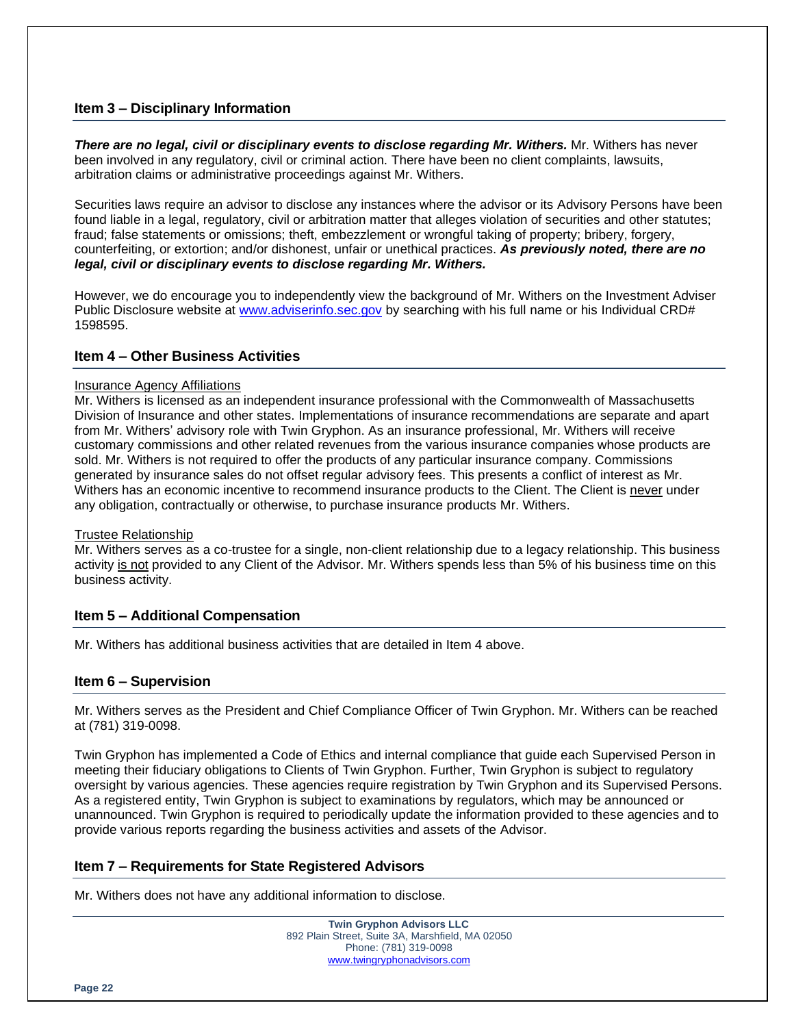## Item 3 – Disciplinary Information

***There are no legal, civil or disciplinary events to disclose regarding Mr. Withers.*** Mr. Withers has never been involved in any regulatory, civil or criminal action. There have been no client complaints, lawsuits, arbitration claims or administrative proceedings against Mr. Withers.

Securities laws require an advisor to disclose any instances where the advisor or its Advisory Persons have been found liable in a legal, regulatory, civil or arbitration matter that alleges violation of securities and other statutes; fraud; false statements or omissions; theft, embezzlement or wrongful taking of property; bribery, forgery, counterfeiting, or extortion; and/or dishonest, unfair or unethical practices. ***As previously noted, there are no legal, civil or disciplinary events to disclose regarding Mr. Withers.***

However, we do encourage you to independently view the background of Mr. Withers on the Investment Adviser Public Disclosure website at [www.adviserinfo.sec.gov](http://www.adviserinfo.sec.gov) by searching with his full name or his Individual CRD# 1598595.

## Item 4 – Other Business Activities

<u>Insurance Agency Affiliations</u>

Mr. Withers is licensed as an independent insurance professional with the Commonwealth of Massachusetts Division of Insurance and other states. Implementations of insurance recommendations are separate and apart from Mr. Withers' advisory role with Twin Gryphon. As an insurance professional, Mr. Withers will receive customary commissions and other related revenues from the various insurance companies whose products are sold. Mr. Withers is not required to offer the products of any particular insurance company. Commissions generated by insurance sales do not offset regular advisory fees. This presents a conflict of interest as Mr. Withers has an economic incentive to recommend insurance products to the Client. The Client is <u>never</u> under any obligation, contractually or otherwise, to purchase insurance products Mr. Withers.

<u>Trustee Relationship</u>

Mr. Withers serves as a co-trustee for a single, non-client relationship due to a legacy relationship. This business activity <u>is not</u> provided to any Client of the Advisor. Mr. Withers spends less than 5% of his business time on this business activity.

## Item 5 – Additional Compensation

Mr. Withers has additional business activities that are detailed in Item 4 above.

## Item 6 – Supervision

Mr. Withers serves as the President and Chief Compliance Officer of Twin Gryphon. Mr. Withers can be reached at (781) 319-0098.

Twin Gryphon has implemented a Code of Ethics and internal compliance that guide each Supervised Person in meeting their fiduciary obligations to Clients of Twin Gryphon. Further, Twin Gryphon is subject to regulatory oversight by various agencies. These agencies require registration by Twin Gryphon and its Supervised Persons. As a registered entity, Twin Gryphon is subject to examinations by regulators, which may be announced or unannounced. Twin Gryphon is required to periodically update the information provided to these agencies and to provide various reports regarding the business activities and assets of the Advisor.

## Item 7 – Requirements for State Registered Advisors

Mr. Withers does not have any additional information to disclose.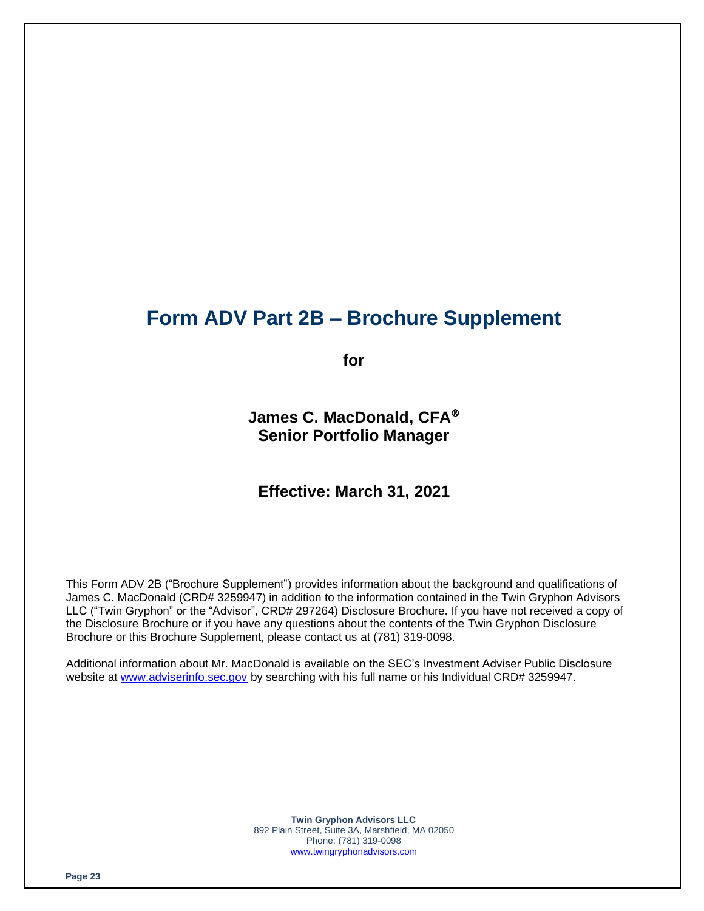# Form ADV Part 2B – Brochure Supplement

**for**

**James C. MacDonald, CFA®**
**Senior Portfolio Manager**

**Effective: March 31, 2021**

This Form ADV 2B ("Brochure Supplement") provides information about the background and qualifications of James C. MacDonald (CRD# 3259947) in addition to the information contained in the Twin Gryphon Advisors LLC ("Twin Gryphon" or the "Advisor", CRD# 297264) Disclosure Brochure. If you have not received a copy of the Disclosure Brochure or if you have any questions about the contents of the Twin Gryphon Disclosure Brochure or this Brochure Supplement, please contact us at (781) 319-0098.

Additional information about Mr. MacDonald is available on the SEC's Investment Adviser Public Disclosure website at www.adviserinfo.sec.gov by searching with his full name or his Individual CRD# 3259947.

**Twin Gryphon Advisors LLC**
892 Plain Street, Suite 3A, Marshfield, MA 02050
Phone: (781) 319-0098
www.twingryphonadvisors.com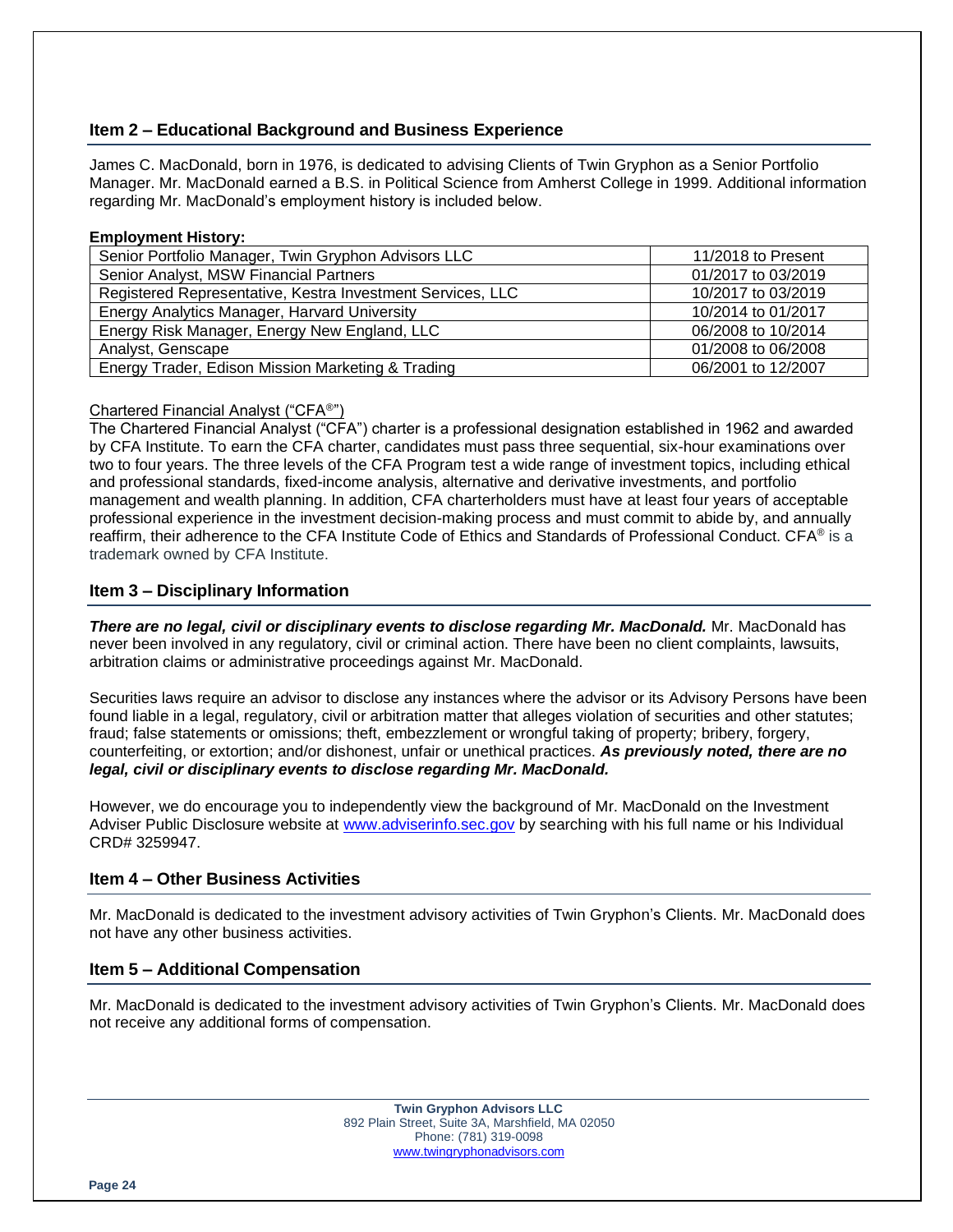## Item 2 – Educational Background and Business Experience

James C. MacDonald, born in 1976, is dedicated to advising Clients of Twin Gryphon as a Senior Portfolio Manager. Mr. MacDonald earned a B.S. in Political Science from Amherst College in 1999. Additional information regarding Mr. MacDonald's employment history is included below.

**Employment History:**

| | |
|---|---|
| Senior Portfolio Manager, Twin Gryphon Advisors LLC | 11/2018 to Present |
| Senior Analyst, MSW Financial Partners | 01/2017 to 03/2019 |
| Registered Representative, Kestra Investment Services, LLC | 10/2017 to 03/2019 |
| Energy Analytics Manager, Harvard University | 10/2014 to 01/2017 |
| Energy Risk Manager, Energy New England, LLC | 06/2008 to 10/2014 |
| Analyst, Genscape | 01/2008 to 06/2008 |
| Energy Trader, Edison Mission Marketing & Trading | 06/2001 to 12/2007 |

Chartered Financial Analyst ("CFA®")
The Chartered Financial Analyst ("CFA") charter is a professional designation established in 1962 and awarded by CFA Institute. To earn the CFA charter, candidates must pass three sequential, six-hour examinations over two to four years. The three levels of the CFA Program test a wide range of investment topics, including ethical and professional standards, fixed-income analysis, alternative and derivative investments, and portfolio management and wealth planning. In addition, CFA charterholders must have at least four years of acceptable professional experience in the investment decision-making process and must commit to abide by, and annually reaffirm, their adherence to the CFA Institute Code of Ethics and Standards of Professional Conduct. CFA® is a trademark owned by CFA Institute.

## Item 3 – Disciplinary Information

***There are no legal, civil or disciplinary events to disclose regarding Mr. MacDonald.*** Mr. MacDonald has never been involved in any regulatory, civil or criminal action. There have been no client complaints, lawsuits, arbitration claims or administrative proceedings against Mr. MacDonald.

Securities laws require an advisor to disclose any instances where the advisor or its Advisory Persons have been found liable in a legal, regulatory, civil or arbitration matter that alleges violation of securities and other statutes; fraud; false statements or omissions; theft, embezzlement or wrongful taking of property; bribery, forgery, counterfeiting, or extortion; and/or dishonest, unfair or unethical practices. ***As previously noted, there are no legal, civil or disciplinary events to disclose regarding Mr. MacDonald.***

However, we do encourage you to independently view the background of Mr. MacDonald on the Investment Adviser Public Disclosure website at www.adviserinfo.sec.gov by searching with his full name or his Individual CRD# 3259947.

## Item 4 – Other Business Activities

Mr. MacDonald is dedicated to the investment advisory activities of Twin Gryphon's Clients. Mr. MacDonald does not have any other business activities.

## Item 5 – Additional Compensation

Mr. MacDonald is dedicated to the investment advisory activities of Twin Gryphon's Clients. Mr. MacDonald does not receive any additional forms of compensation.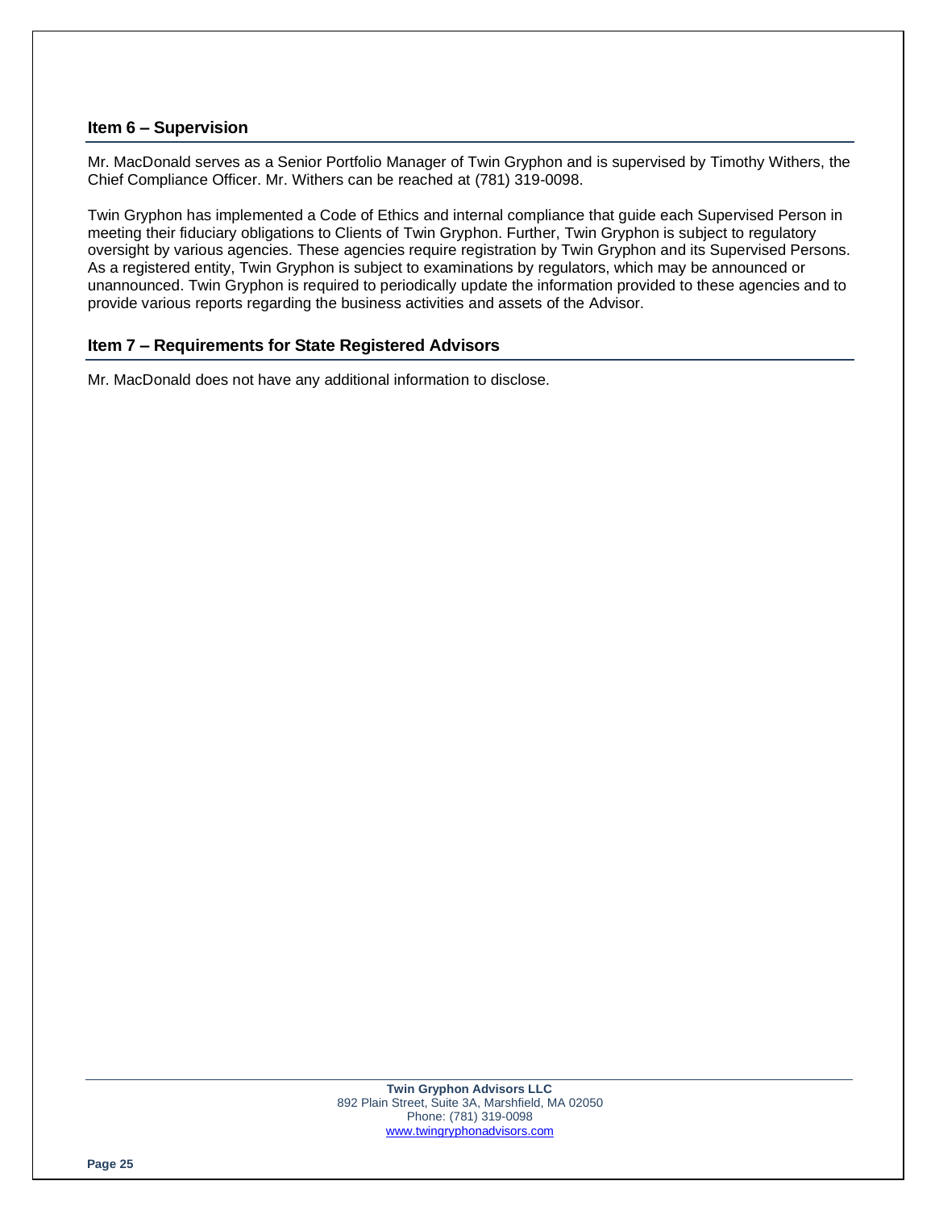## Item 6 – Supervision

Mr. MacDonald serves as a Senior Portfolio Manager of Twin Gryphon and is supervised by Timothy Withers, the Chief Compliance Officer. Mr. Withers can be reached at (781) 319-0098.

Twin Gryphon has implemented a Code of Ethics and internal compliance that guide each Supervised Person in meeting their fiduciary obligations to Clients of Twin Gryphon. Further, Twin Gryphon is subject to regulatory oversight by various agencies. These agencies require registration by Twin Gryphon and its Supervised Persons. As a registered entity, Twin Gryphon is subject to examinations by regulators, which may be announced or unannounced. Twin Gryphon is required to periodically update the information provided to these agencies and to provide various reports regarding the business activities and assets of the Advisor.

## Item 7 – Requirements for State Registered Advisors

Mr. MacDonald does not have any additional information to disclose.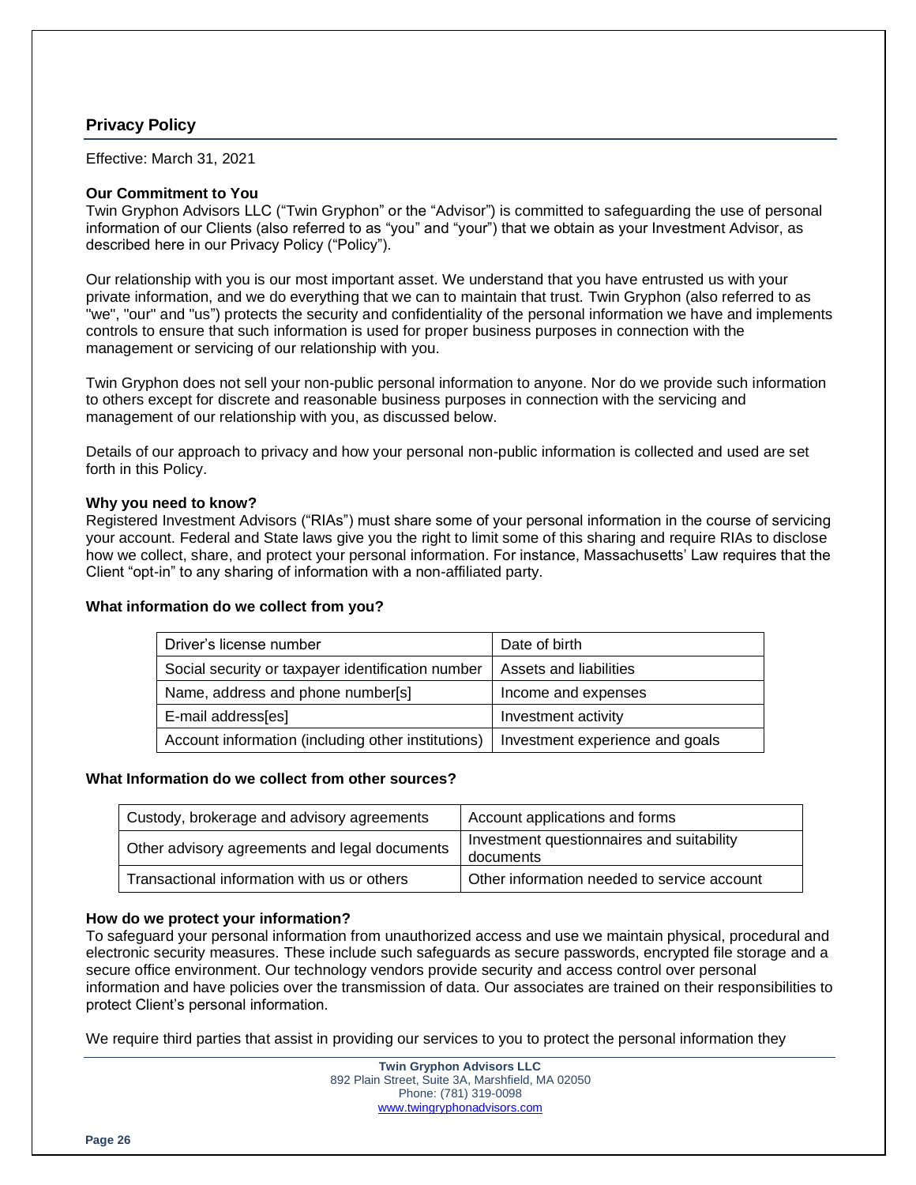## Privacy Policy

Effective: March 31, 2021

**Our Commitment to You**
Twin Gryphon Advisors LLC ("Twin Gryphon" or the "Advisor") is committed to safeguarding the use of personal information of our Clients (also referred to as "you" and "your") that we obtain as your Investment Advisor, as described here in our Privacy Policy ("Policy").

Our relationship with you is our most important asset. We understand that you have entrusted us with your private information, and we do everything that we can to maintain that trust. Twin Gryphon (also referred to as "we", "our" and "us") protects the security and confidentiality of the personal information we have and implements controls to ensure that such information is used for proper business purposes in connection with the management or servicing of our relationship with you.

Twin Gryphon does not sell your non-public personal information to anyone. Nor do we provide such information to others except for discrete and reasonable business purposes in connection with the servicing and management of our relationship with you, as discussed below.

Details of our approach to privacy and how your personal non-public information is collected and used are set forth in this Policy.

**Why you need to know?**
Registered Investment Advisors ("RIAs") must share some of your personal information in the course of servicing your account. Federal and State laws give you the right to limit some of this sharing and require RIAs to disclose how we collect, share, and protect your personal information. For instance, Massachusetts' Law requires that the Client "opt-in" to any sharing of information with a non-affiliated party.

**What information do we collect from you?**

| | |
|---|---|
| Driver's license number | Date of birth |
| Social security or taxpayer identification number | Assets and liabilities |
| Name, address and phone number[s] | Income and expenses |
| E-mail address[es] | Investment activity |
| Account information (including other institutions) | Investment experience and goals |

**What Information do we collect from other sources?**

| | |
|---|---|
| Custody, brokerage and advisory agreements | Account applications and forms |
| Other advisory agreements and legal documents | Investment questionnaires and suitability documents |
| Transactional information with us or others | Other information needed to service account |

**How do we protect your information?**
To safeguard your personal information from unauthorized access and use we maintain physical, procedural and electronic security measures. These include such safeguards as secure passwords, encrypted file storage and a secure office environment. Our technology vendors provide security and access control over personal information and have policies over the transmission of data. Our associates are trained on their responsibilities to protect Client's personal information.

We require third parties that assist in providing our services to you to protect the personal information they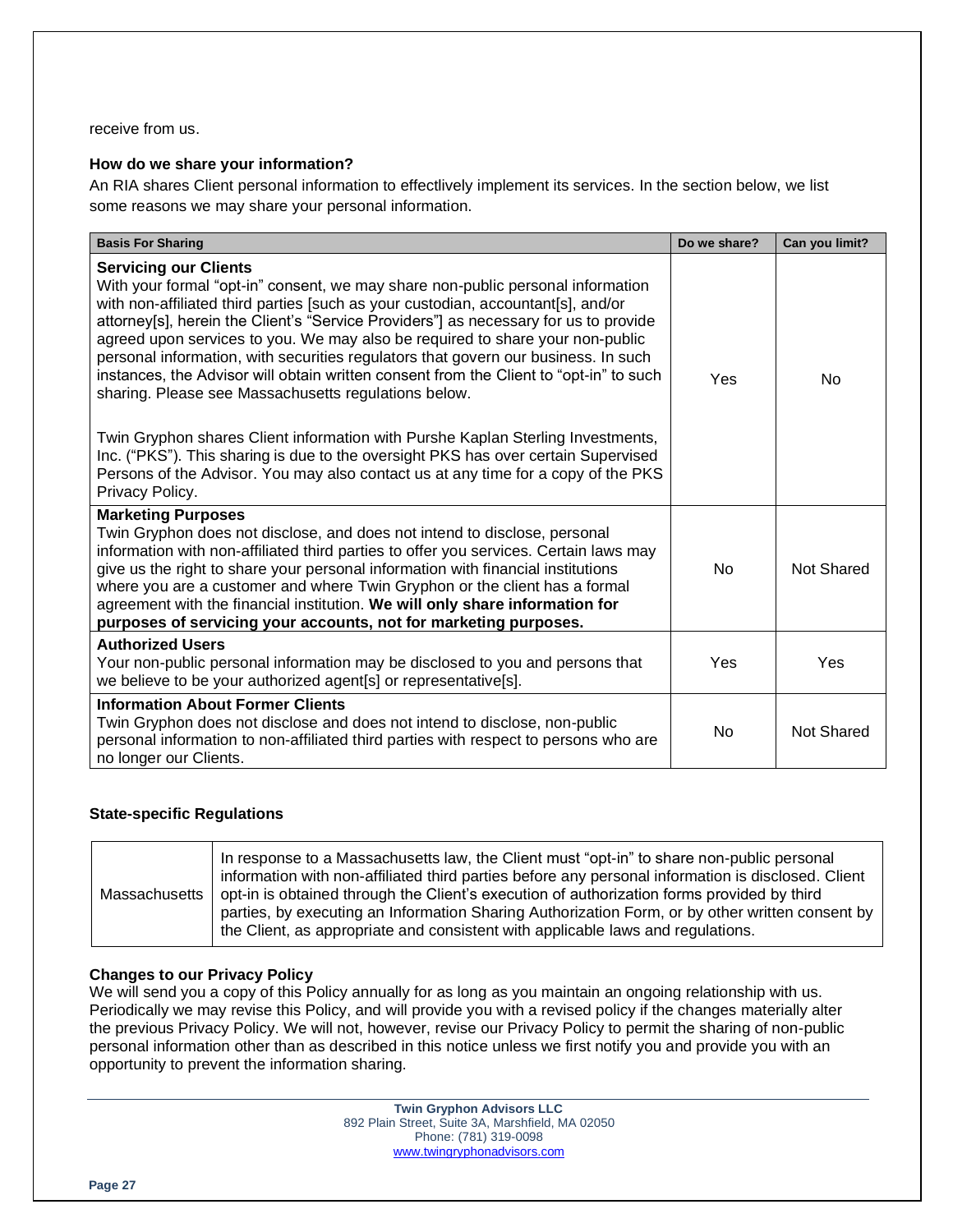receive from us.

**How do we share your information?**

An RIA shares Client personal information to effectlively implement its services. In the section below, we list some reasons we may share your personal information.

| Basis For Sharing | Do we share? | Can you limit? |
|---|---|---|
| **Servicing our Clients**<br>With your formal "opt-in" consent, we may share non-public personal information with non-affiliated third parties [such as your custodian, accountant[s], and/or attorney[s], herein the Client's "Service Providers"] as necessary for us to provide agreed upon services to you. We may also be required to share your non-public personal information, with securities regulators that govern our business. In such instances, the Advisor will obtain written consent from the Client to "opt-in" to such sharing. Please see Massachusetts regulations below.<br><br>Twin Gryphon shares Client information with Purshe Kaplan Sterling Investments, Inc. ("PKS"). This sharing is due to the oversight PKS has over certain Supervised Persons of the Advisor. You may also contact us at any time for a copy of the PKS Privacy Policy. | Yes | No |
| **Marketing Purposes**<br>Twin Gryphon does not disclose, and does not intend to disclose, personal information with non-affiliated third parties to offer you services. Certain laws may give us the right to share your personal information with financial institutions where you are a customer and where Twin Gryphon or the client has a formal agreement with the financial institution. **We will only share information for purposes of servicing your accounts, not for marketing purposes.** | No | Not Shared |
| **Authorized Users**<br>Your non-public personal information may be disclosed to you and persons that we believe to be your authorized agent[s] or representative[s]. | Yes | Yes |
| **Information About Former Clients**<br>Twin Gryphon does not disclose and does not intend to disclose, non-public personal information to non-affiliated third parties with respect to persons who are no longer our Clients. | No | Not Shared |

**State-specific Regulations**

| | |
|---|---|
| Massachusetts | In response to a Massachusetts law, the Client must "opt-in" to share non-public personal information with non-affiliated third parties before any personal information is disclosed. Client opt-in is obtained through the Client's execution of authorization forms provided by third parties, by executing an Information Sharing Authorization Form, or by other written consent by the Client, as appropriate and consistent with applicable laws and regulations. |

**Changes to our Privacy Policy**

We will send you a copy of this Policy annually for as long as you maintain an ongoing relationship with us. Periodically we may revise this Policy, and will provide you with a revised policy if the changes materially alter the previous Privacy Policy. We will not, however, revise our Privacy Policy to permit the sharing of non-public personal information other than as described in this notice unless we first notify you and provide you with an opportunity to prevent the information sharing.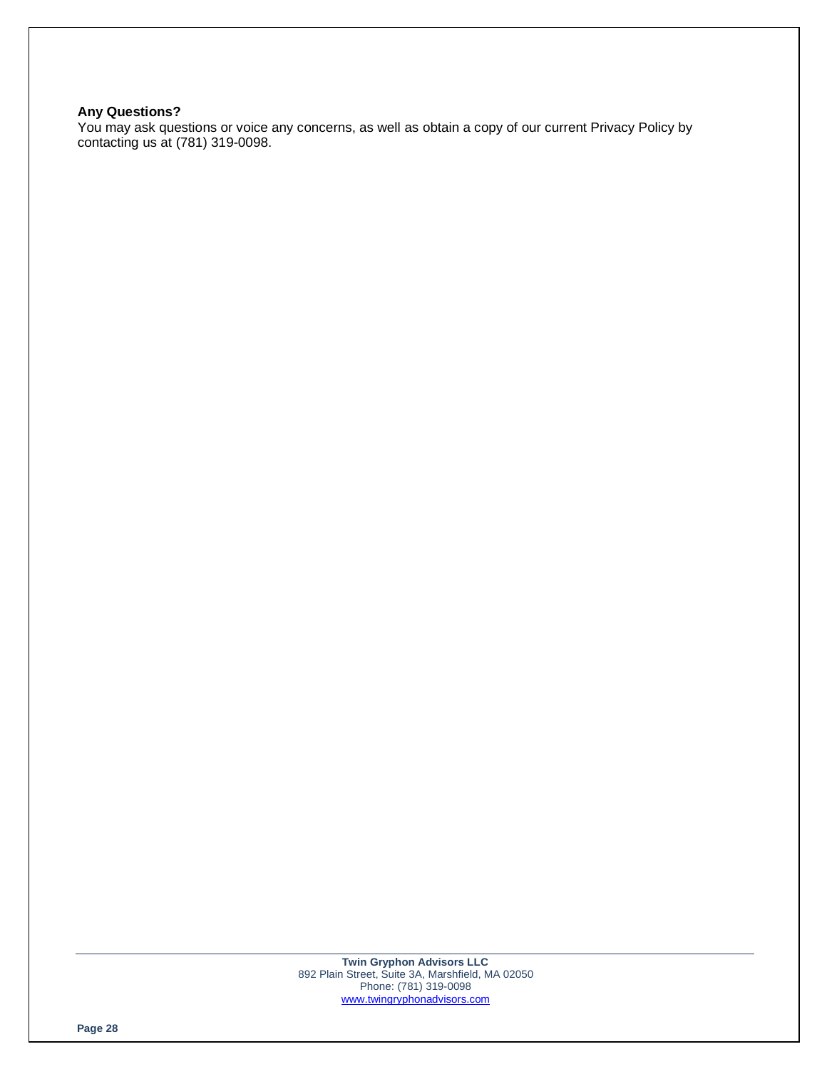**Any Questions?**

You may ask questions or voice any concerns, as well as obtain a copy of our current Privacy Policy by contacting us at (781) 319-0098.